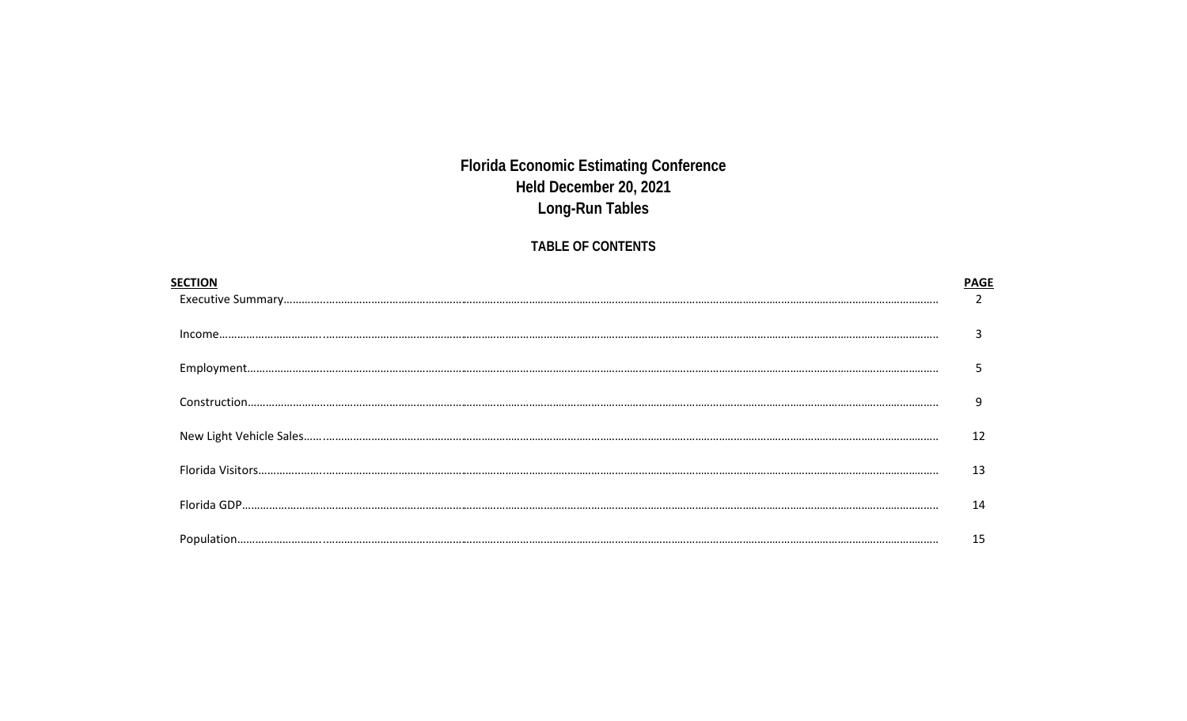# Florida Economic Estimating Conference
## Held December 20, 2021
## Long-Run Tables

### TABLE OF CONTENTS

| SECTION | PAGE |
|---|---|
| Executive Summary | 2 |
| Income | 3 |
| Employment | 5 |
| Construction | 9 |
| New Light Vehicle Sales | 12 |
| Florida Visitors | 13 |
| Florida GDP | 14 |
| Population | 15 |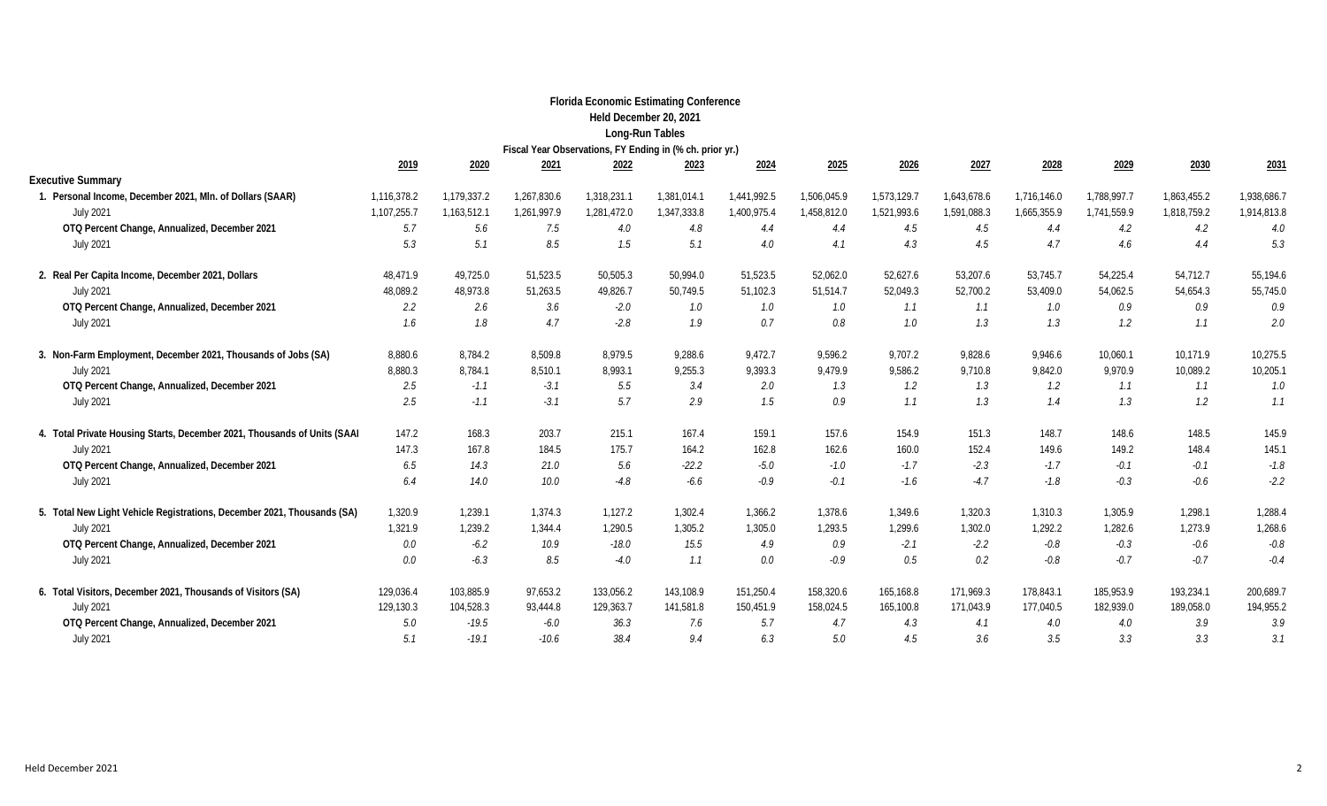**Florida Economic Estimating Conference**
**Held December 20, 2021**
**Long-Run Tables**
**Fiscal Year Observations, FY Ending in (% ch. prior yr.)**

| | 2019 | 2020 | 2021 | 2022 | 2023 | 2024 | 2025 | 2026 | 2027 | 2028 | 2029 | 2030 | 2031 |
|---|---|---|---|---|---|---|---|---|---|---|---|---|---|
| **Executive Summary** | | | | | | | | | | | | | |
| **1. Personal Income, December 2021, Mln. of Dollars (SAAR)** | 1,116,378.2 | 1,179,337.2 | 1,267,830.6 | 1,318,231.1 | 1,381,014.1 | 1,441,992.5 | 1,506,045.9 | 1,573,129.7 | 1,643,678.6 | 1,716,146.0 | 1,788,997.7 | 1,863,455.2 | 1,938,686.7 |
| July 2021 | 1,107,255.7 | 1,163,512.1 | 1,261,997.9 | 1,281,472.0 | 1,347,333.8 | 1,400,975.4 | 1,458,812.0 | 1,521,993.6 | 1,591,088.3 | 1,665,355.9 | 1,741,559.9 | 1,818,759.2 | 1,914,813.8 |
| **OTQ Percent Change, Annualized, December 2021** | *5.7* | *5.6* | *7.5* | *4.0* | *4.8* | *4.4* | *4.4* | *4.5* | *4.5* | *4.4* | *4.2* | *4.2* | *4.0* |
| July 2021 | *5.3* | *5.1* | *8.5* | *1.5* | *5.1* | *4.0* | *4.1* | *4.3* | *4.5* | *4.7* | *4.6* | *4.4* | *5.3* |
| **2. Real Per Capita Income, December 2021, Dollars** | 48,471.9 | 49,725.0 | 51,523.5 | 50,505.3 | 50,994.0 | 51,523.5 | 52,062.0 | 52,627.6 | 53,207.6 | 53,745.7 | 54,225.4 | 54,712.7 | 55,194.6 |
| July 2021 | 48,089.2 | 48,973.8 | 51,263.5 | 49,826.7 | 50,749.5 | 51,102.3 | 51,514.7 | 52,049.3 | 52,700.2 | 53,409.0 | 54,062.5 | 54,654.3 | 55,745.0 |
| **OTQ Percent Change, Annualized, December 2021** | *2.2* | *2.6* | *3.6* | *-2.0* | *1.0* | *1.0* | *1.0* | *1.1* | *1.1* | *1.0* | *0.9* | *0.9* | *0.9* |
| July 2021 | *1.6* | *1.8* | *4.7* | *-2.8* | *1.9* | *0.7* | *0.8* | *1.0* | *1.3* | *1.3* | *1.2* | *1.1* | *2.0* |
| **3. Non-Farm Employment, December 2021, Thousands of Jobs (SA)** | 8,880.6 | 8,784.2 | 8,509.8 | 8,979.5 | 9,288.6 | 9,472.7 | 9,596.2 | 9,707.2 | 9,828.6 | 9,946.6 | 10,060.1 | 10,171.9 | 10,275.5 |
| July 2021 | 8,880.3 | 8,784.1 | 8,510.1 | 8,993.1 | 9,255.3 | 9,393.3 | 9,479.9 | 9,586.2 | 9,710.8 | 9,842.0 | 9,970.9 | 10,089.2 | 10,205.1 |
| **OTQ Percent Change, Annualized, December 2021** | *2.5* | *-1.1* | *-3.1* | *5.5* | *3.4* | *2.0* | *1.3* | *1.2* | *1.3* | *1.2* | *1.1* | *1.1* | *1.0* |
| July 2021 | *2.5* | *-1.1* | *-3.1* | *5.7* | *2.9* | *1.5* | *0.9* | *1.1* | *1.3* | *1.4* | *1.3* | *1.2* | *1.1* |
| **4. Total Private Housing Starts, December 2021, Thousands of Units (SAAI** | 147.2 | 168.3 | 203.7 | 215.1 | 167.4 | 159.1 | 157.6 | 154.9 | 151.3 | 148.7 | 148.6 | 148.5 | 145.9 |
| July 2021 | 147.3 | 167.8 | 184.5 | 175.7 | 164.2 | 162.8 | 162.6 | 160.0 | 152.4 | 149.6 | 149.2 | 148.4 | 145.1 |
| **OTQ Percent Change, Annualized, December 2021** | *6.5* | *14.3* | *21.0* | *5.6* | *-22.2* | *-5.0* | *-1.0* | *-1.7* | *-2.3* | *-1.7* | *-0.1* | *-0.1* | *-1.8* |
| July 2021 | *6.4* | *14.0* | *10.0* | *-4.8* | *-6.6* | *-0.9* | *-0.1* | *-1.6* | *-4.7* | *-1.8* | *-0.3* | *-0.6* | *-2.2* |
| **5. Total New Light Vehicle Registrations, December 2021, Thousands (SA)** | 1,320.9 | 1,239.1 | 1,374.3 | 1,127.2 | 1,302.4 | 1,366.2 | 1,378.6 | 1,349.6 | 1,320.3 | 1,310.3 | 1,305.9 | 1,298.1 | 1,288.4 |
| July 2021 | 1,321.9 | 1,239.2 | 1,344.4 | 1,290.5 | 1,305.2 | 1,305.0 | 1,293.5 | 1,299.6 | 1,302.0 | 1,292.2 | 1,282.6 | 1,273.9 | 1,268.6 |
| **OTQ Percent Change, Annualized, December 2021** | *0.0* | *-6.2* | *10.9* | *-18.0* | *15.5* | *4.9* | *0.9* | *-2.1* | *-2.2* | *-0.8* | *-0.3* | *-0.6* | *-0.8* |
| July 2021 | *0.0* | *-6.3* | *8.5* | *-4.0* | *1.1* | *0.0* | *-0.9* | *0.5* | *0.2* | *-0.8* | *-0.7* | *-0.7* | *-0.4* |
| **6. Total Visitors, December 2021, Thousands of Visitors (SA)** | 129,036.4 | 103,885.9 | 97,653.2 | 133,056.2 | 143,108.9 | 151,250.4 | 158,320.6 | 165,168.8 | 171,969.3 | 178,843.1 | 185,953.9 | 193,234.1 | 200,689.7 |
| July 2021 | 129,130.3 | 104,528.3 | 93,444.8 | 129,363.7 | 141,581.8 | 150,451.9 | 158,024.5 | 165,100.8 | 171,043.9 | 177,040.5 | 182,939.0 | 189,058.0 | 194,955.2 |
| **OTQ Percent Change, Annualized, December 2021** | *5.0* | *-19.5* | *-6.0* | *36.3* | *7.6* | *5.7* | *4.7* | *4.3* | *4.1* | *4.0* | *4.0* | *3.9* | *3.9* |
| July 2021 | *5.1* | *-19.1* | *-10.6* | *38.4* | *9.4* | *6.3* | *5.0* | *4.5* | *3.6* | *3.5* | *3.3* | *3.3* | *3.1* |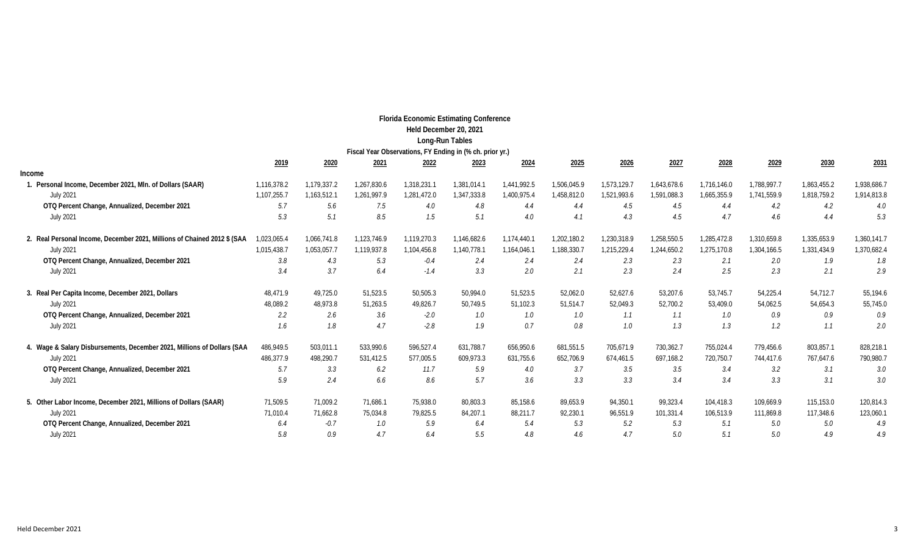**Florida Economic Estimating Conference**
**Held December 20, 2021**
**Long-Run Tables**
**Fiscal Year Observations, FY Ending in (% ch. prior yr.)**

| | 2019 | 2020 | 2021 | 2022 | 2023 | 2024 | 2025 | 2026 | 2027 | 2028 | 2029 | 2030 | 2031 |
|---|---|---|---|---|---|---|---|---|---|---|---|---|---|
| **Income** | | | | | | | | | | | | | |
| **1. Personal Income, December 2021, Mln. of Dollars (SAAR)** | 1,116,378.2 | 1,179,337.2 | 1,267,830.6 | 1,318,231.1 | 1,381,014.1 | 1,441,992.5 | 1,506,045.9 | 1,573,129.7 | 1,643,678.6 | 1,716,146.0 | 1,788,997.7 | 1,863,455.2 | 1,938,686.7 |
| July 2021 | 1,107,255.7 | 1,163,512.1 | 1,261,997.9 | 1,281,472.0 | 1,347,333.8 | 1,400,975.4 | 1,458,812.0 | 1,521,993.6 | 1,591,088.3 | 1,665,355.9 | 1,741,559.9 | 1,818,759.2 | 1,914,813.8 |
| **OTQ Percent Change, Annualized, December 2021** | *5.7* | *5.6* | *7.5* | *4.0* | *4.8* | *4.4* | *4.4* | *4.5* | *4.5* | *4.4* | *4.2* | *4.2* | *4.0* |
| July 2021 | *5.3* | *5.1* | *8.5* | *1.5* | *5.1* | *4.0* | *4.1* | *4.3* | *4.5* | *4.7* | *4.6* | *4.4* | *5.3* |
| **2. Real Personal Income, December 2021, Millions of Chained 2012 $ (SAA** | 1,023,065.4 | 1,066,741.8 | 1,123,746.9 | 1,119,270.3 | 1,146,682.6 | 1,174,440.1 | 1,202,180.2 | 1,230,318.9 | 1,258,550.5 | 1,285,472.8 | 1,310,659.8 | 1,335,653.9 | 1,360,141.7 |
| July 2021 | 1,015,438.7 | 1,053,057.7 | 1,119,937.8 | 1,104,456.8 | 1,140,778.1 | 1,164,046.1 | 1,188,330.7 | 1,215,229.4 | 1,244,650.2 | 1,275,170.8 | 1,304,166.5 | 1,331,434.9 | 1,370,682.4 |
| **OTQ Percent Change, Annualized, December 2021** | *3.8* | *4.3* | *5.3* | *-0.4* | *2.4* | *2.4* | *2.4* | *2.3* | *2.3* | *2.1* | *2.0* | *1.9* | *1.8* |
| July 2021 | *3.4* | *3.7* | *6.4* | *-1.4* | *3.3* | *2.0* | *2.1* | *2.3* | *2.4* | *2.5* | *2.3* | *2.1* | *2.9* |
| **3. Real Per Capita Income, December 2021, Dollars** | 48,471.9 | 49,725.0 | 51,523.5 | 50,505.3 | 50,994.0 | 51,523.5 | 52,062.0 | 52,627.6 | 53,207.6 | 53,745.7 | 54,225.4 | 54,712.7 | 55,194.6 |
| July 2021 | 48,089.2 | 48,973.8 | 51,263.5 | 49,826.7 | 50,749.5 | 51,102.3 | 51,514.7 | 52,049.3 | 52,700.2 | 53,409.0 | 54,062.5 | 54,654.3 | 55,745.0 |
| **OTQ Percent Change, Annualized, December 2021** | *2.2* | *2.6* | *3.6* | *-2.0* | *1.0* | *1.0* | *1.0* | *1.1* | *1.1* | *1.0* | *0.9* | *0.9* | *0.9* |
| July 2021 | *1.6* | *1.8* | *4.7* | *-2.8* | *1.9* | *0.7* | *0.8* | *1.0* | *1.3* | *1.3* | *1.2* | *1.1* | *2.0* |
| **4. Wage & Salary Disbursements, December 2021, Millions of Dollars (SAA** | 486,949.5 | 503,011.1 | 533,990.6 | 596,527.4 | 631,788.7 | 656,950.6 | 681,551.5 | 705,671.9 | 730,362.7 | 755,024.4 | 779,456.6 | 803,857.1 | 828,218.1 |
| July 2021 | 486,377.9 | 498,290.7 | 531,412.5 | 577,005.5 | 609,973.3 | 631,755.6 | 652,706.9 | 674,461.5 | 697,168.2 | 720,750.7 | 744,417.6 | 767,647.6 | 790,980.7 |
| **OTQ Percent Change, Annualized, December 2021** | *5.7* | *3.3* | *6.2* | *11.7* | *5.9* | *4.0* | *3.7* | *3.5* | *3.5* | *3.4* | *3.2* | *3.1* | *3.0* |
| July 2021 | *5.9* | *2.4* | *6.6* | *8.6* | *5.7* | *3.6* | *3.3* | *3.3* | *3.4* | *3.4* | *3.3* | *3.1* | *3.0* |
| **5. Other Labor Income, December 2021, Millions of Dollars (SAAR)** | 71,509.5 | 71,009.2 | 71,686.1 | 75,938.0 | 80,803.3 | 85,158.6 | 89,653.9 | 94,350.1 | 99,323.4 | 104,418.3 | 109,669.9 | 115,153.0 | 120,814.3 |
| July 2021 | 71,010.4 | 71,662.8 | 75,034.8 | 79,825.5 | 84,207.1 | 88,211.7 | 92,230.1 | 96,551.9 | 101,331.4 | 106,513.9 | 111,869.8 | 117,348.6 | 123,060.1 |
| **OTQ Percent Change, Annualized, December 2021** | *6.4* | *-0.7* | *1.0* | *5.9* | *6.4* | *5.4* | *5.3* | *5.2* | *5.3* | *5.1* | *5.0* | *5.0* | *4.9* |
| July 2021 | *5.8* | *0.9* | *4.7* | *6.4* | *5.5* | *4.8* | *4.6* | *4.7* | *5.0* | *5.1* | *5.0* | *4.9* | *4.9* |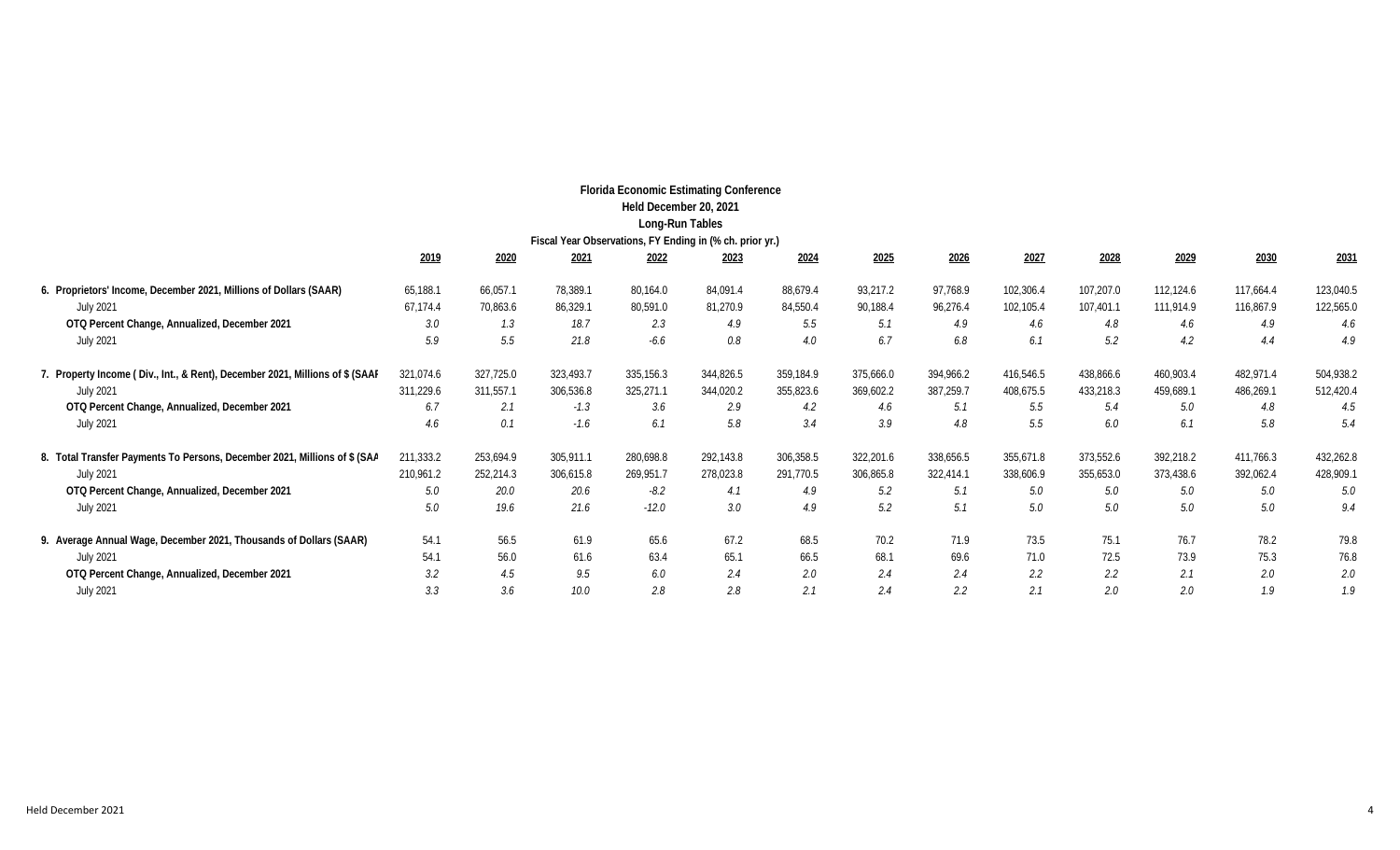**Florida Economic Estimating Conference**
**Held December 20, 2021**
**Long-Run Tables**
**Fiscal Year Observations, FY Ending in (% ch. prior yr.)**

| | 2019 | 2020 | 2021 | 2022 | 2023 | 2024 | 2025 | 2026 | 2027 | 2028 | 2029 | 2030 | 2031 |
|---|---|---|---|---|---|---|---|---|---|---|---|---|---|
| **6. Proprietors' Income, December 2021, Millions of Dollars (SAAR)** | 65,188.1 | 66,057.1 | 78,389.1 | 80,164.0 | 84,091.4 | 88,679.4 | 93,217.2 | 97,768.9 | 102,306.4 | 107,207.0 | 112,124.6 | 117,664.4 | 123,040.5 |
| July 2021 | 67,174.4 | 70,863.6 | 86,329.1 | 80,591.0 | 81,270.9 | 84,550.4 | 90,188.4 | 96,276.4 | 102,105.4 | 107,401.1 | 111,914.9 | 116,867.9 | 122,565.0 |
| **OTQ Percent Change, Annualized, December 2021** | *3.0* | *1.3* | *18.7* | *2.3* | *4.9* | *5.5* | *5.1* | *4.9* | *4.6* | *4.8* | *4.6* | *4.9* | *4.6* |
| July 2021 | *5.9* | *5.5* | *21.8* | *-6.6* | *0.8* | *4.0* | *6.7* | *6.8* | *6.1* | *5.2* | *4.2* | *4.4* | *4.9* |
| **7. Property Income ( Div., Int., & Rent), December 2021, Millions of $ (SAAR)** | 321,074.6 | 327,725.0 | 323,493.7 | 335,156.3 | 344,826.5 | 359,184.9 | 375,666.0 | 394,966.2 | 416,546.5 | 438,866.6 | 460,903.4 | 482,971.4 | 504,938.2 |
| July 2021 | 311,229.6 | 311,557.1 | 306,536.8 | 325,271.1 | 344,020.2 | 355,823.6 | 369,602.2 | 387,259.7 | 408,675.5 | 433,218.3 | 459,689.1 | 486,269.1 | 512,420.4 |
| **OTQ Percent Change, Annualized, December 2021** | *6.7* | *2.1* | *-1.3* | *3.6* | *2.9* | *4.2* | *4.6* | *5.1* | *5.5* | *5.4* | *5.0* | *4.8* | *4.5* |
| July 2021 | *4.6* | *0.1* | *-1.6* | *6.1* | *5.8* | *3.4* | *3.9* | *4.8* | *5.5* | *6.0* | *6.1* | *5.8* | *5.4* |
| **8. Total Transfer Payments To Persons, December 2021, Millions of $ (SAAR)** | 211,333.2 | 253,694.9 | 305,911.1 | 280,698.8 | 292,143.8 | 306,358.5 | 322,201.6 | 338,656.5 | 355,671.8 | 373,552.6 | 392,218.2 | 411,766.3 | 432,262.8 |
| July 2021 | 210,961.2 | 252,214.3 | 306,615.8 | 269,951.7 | 278,023.8 | 291,770.5 | 306,865.8 | 322,414.1 | 338,606.9 | 355,653.0 | 373,438.6 | 392,062.4 | 428,909.1 |
| **OTQ Percent Change, Annualized, December 2021** | *5.0* | *20.0* | *20.6* | *-8.2* | *4.1* | *4.9* | *5.2* | *5.1* | *5.0* | *5.0* | *5.0* | *5.0* | *5.0* |
| July 2021 | *5.0* | *19.6* | *21.6* | *-12.0* | *3.0* | *4.9* | *5.2* | *5.1* | *5.0* | *5.0* | *5.0* | *5.0* | *9.4* |
| **9. Average Annual Wage, December 2021, Thousands of Dollars (SAAR)** | 54.1 | 56.5 | 61.9 | 65.6 | 67.2 | 68.5 | 70.2 | 71.9 | 73.5 | 75.1 | 76.7 | 78.2 | 79.8 |
| July 2021 | 54.1 | 56.0 | 61.6 | 63.4 | 65.1 | 66.5 | 68.1 | 69.6 | 71.0 | 72.5 | 73.9 | 75.3 | 76.8 |
| **OTQ Percent Change, Annualized, December 2021** | *3.2* | *4.5* | *9.5* | *6.0* | *2.4* | *2.0* | *2.4* | *2.4* | *2.2* | *2.2* | *2.1* | *2.0* | *2.0* |
| July 2021 | *3.3* | *3.6* | *10.0* | *2.8* | *2.8* | *2.1* | *2.4* | *2.2* | *2.1* | *2.0* | *2.0* | *1.9* | *1.9* |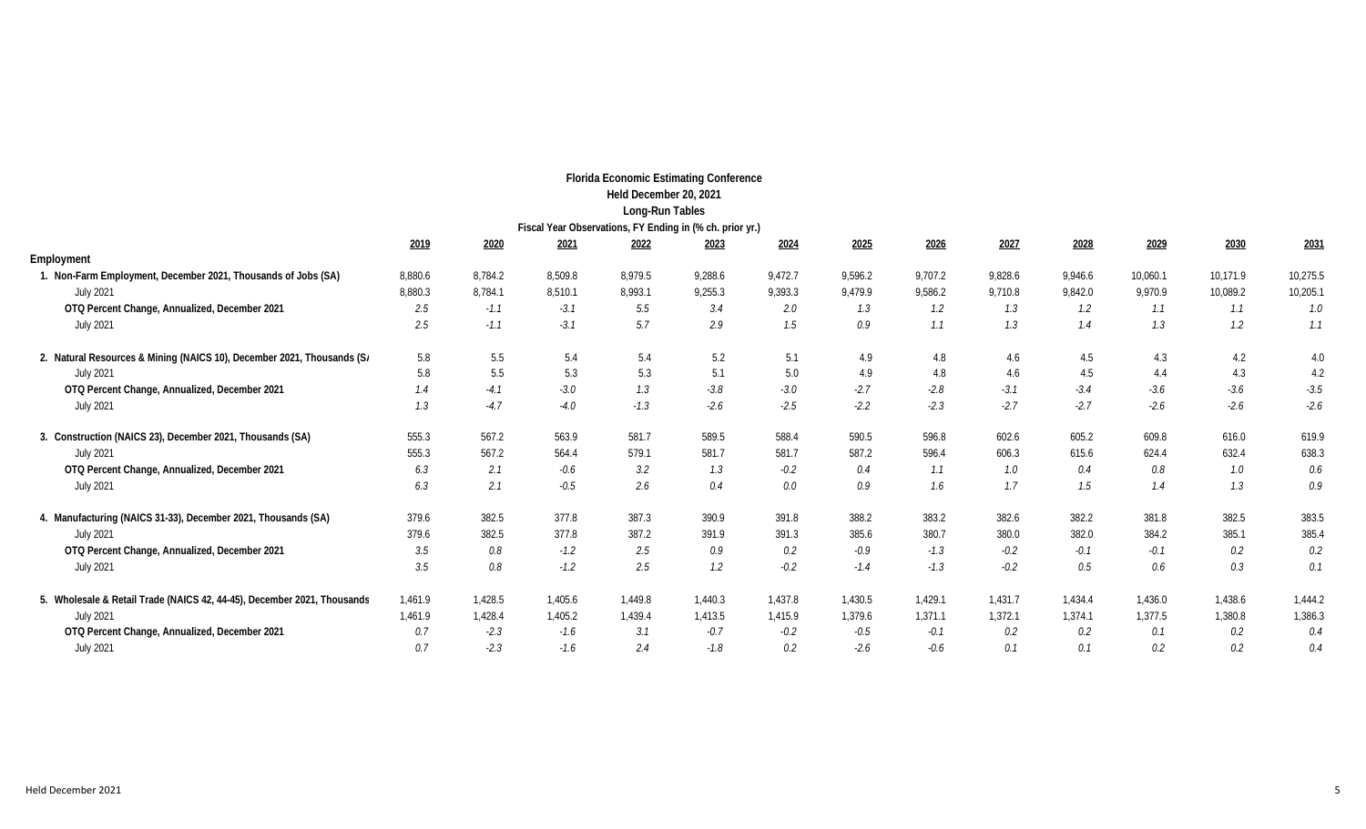**Florida Economic Estimating Conference**
**Held December 20, 2021**
**Long-Run Tables**
**Fiscal Year Observations, FY Ending in (% ch. prior yr.)**

| | 2019 | 2020 | 2021 | 2022 | 2023 | 2024 | 2025 | 2026 | 2027 | 2028 | 2029 | 2030 | 2031 |
|---|---|---|---|---|---|---|---|---|---|---|---|---|---|
| **Employment** | | | | | | | | | | | | | |
| **1. Non-Farm Employment, December 2021, Thousands of Jobs (SA)** | 8,880.6 | 8,784.2 | 8,509.8 | 8,979.5 | 9,288.6 | 9,472.7 | 9,596.2 | 9,707.2 | 9,828.6 | 9,946.6 | 10,060.1 | 10,171.9 | 10,275.5 |
| July 2021 | 8,880.3 | 8,784.1 | 8,510.1 | 8,993.1 | 9,255.3 | 9,393.3 | 9,479.9 | 9,586.2 | 9,710.8 | 9,842.0 | 9,970.9 | 10,089.2 | 10,205.1 |
| **OTQ Percent Change, Annualized, December 2021** | *2.5* | *-1.1* | *-3.1* | *5.5* | *3.4* | *2.0* | *1.3* | *1.2* | *1.3* | *1.2* | *1.1* | *1.1* | *1.0* |
| July 2021 | *2.5* | *-1.1* | *-3.1* | *5.7* | *2.9* | *1.5* | *0.9* | *1.1* | *1.3* | *1.4* | *1.3* | *1.2* | *1.1* |
| **2. Natural Resources & Mining (NAICS 10), December 2021, Thousands (SA)** | 5.8 | 5.5 | 5.4 | 5.4 | 5.2 | 5.1 | 4.9 | 4.8 | 4.6 | 4.5 | 4.3 | 4.2 | 4.0 |
| July 2021 | 5.8 | 5.5 | 5.3 | 5.3 | 5.1 | 5.0 | 4.9 | 4.8 | 4.6 | 4.5 | 4.4 | 4.3 | 4.2 |
| **OTQ Percent Change, Annualized, December 2021** | *1.4* | *-4.1* | *-3.0* | *1.3* | *-3.8* | *-3.0* | *-2.7* | *-2.8* | *-3.1* | *-3.4* | *-3.6* | *-3.6* | *-3.5* |
| July 2021 | *1.3* | *-4.7* | *-4.0* | *-1.3* | *-2.6* | *-2.5* | *-2.2* | *-2.3* | *-2.7* | *-2.7* | *-2.6* | *-2.6* | *-2.6* |
| **3. Construction (NAICS 23), December 2021, Thousands (SA)** | 555.3 | 567.2 | 563.9 | 581.7 | 589.5 | 588.4 | 590.5 | 596.8 | 602.6 | 605.2 | 609.8 | 616.0 | 619.9 |
| July 2021 | 555.3 | 567.2 | 564.4 | 579.1 | 581.7 | 581.7 | 587.2 | 596.4 | 606.3 | 615.6 | 624.4 | 632.4 | 638.3 |
| **OTQ Percent Change, Annualized, December 2021** | *6.3* | *2.1* | *-0.6* | *3.2* | *1.3* | *-0.2* | *0.4* | *1.1* | *1.0* | *0.4* | *0.8* | *1.0* | *0.6* |
| July 2021 | *6.3* | *2.1* | *-0.5* | *2.6* | *0.4* | *0.0* | *0.9* | *1.6* | *1.7* | *1.5* | *1.4* | *1.3* | *0.9* |
| **4. Manufacturing (NAICS 31-33), December 2021, Thousands (SA)** | 379.6 | 382.5 | 377.8 | 387.3 | 390.9 | 391.8 | 388.2 | 383.2 | 382.6 | 382.2 | 381.8 | 382.5 | 383.5 |
| July 2021 | 379.6 | 382.5 | 377.8 | 387.2 | 391.9 | 391.3 | 385.6 | 380.7 | 380.0 | 382.0 | 384.2 | 385.1 | 385.4 |
| **OTQ Percent Change, Annualized, December 2021** | *3.5* | *0.8* | *-1.2* | *2.5* | *0.9* | *0.2* | *-0.9* | *-1.3* | *-0.2* | *-0.1* | *-0.1* | *0.2* | *0.2* |
| July 2021 | *3.5* | *0.8* | *-1.2* | *2.5* | *1.2* | *-0.2* | *-1.4* | *-1.3* | *-0.2* | *0.5* | *0.6* | *0.3* | *0.1* |
| **5. Wholesale & Retail Trade (NAICS 42, 44-45), December 2021, Thousands** | 1,461.9 | 1,428.5 | 1,405.6 | 1,449.8 | 1,440.3 | 1,437.8 | 1,430.5 | 1,429.1 | 1,431.7 | 1,434.4 | 1,436.0 | 1,438.6 | 1,444.2 |
| July 2021 | 1,461.9 | 1,428.4 | 1,405.2 | 1,439.4 | 1,413.5 | 1,415.9 | 1,379.6 | 1,371.1 | 1,372.1 | 1,374.1 | 1,377.5 | 1,380.8 | 1,386.3 |
| **OTQ Percent Change, Annualized, December 2021** | *0.7* | *-2.3* | *-1.6* | *3.1* | *-0.7* | *-0.2* | *-0.5* | *-0.1* | *0.2* | *0.2* | *0.1* | *0.2* | *0.4* |
| July 2021 | *0.7* | *-2.3* | *-1.6* | *2.4* | *-1.8* | *0.2* | *-2.6* | *-0.6* | *0.1* | *0.1* | *0.2* | *0.2* | *0.4* |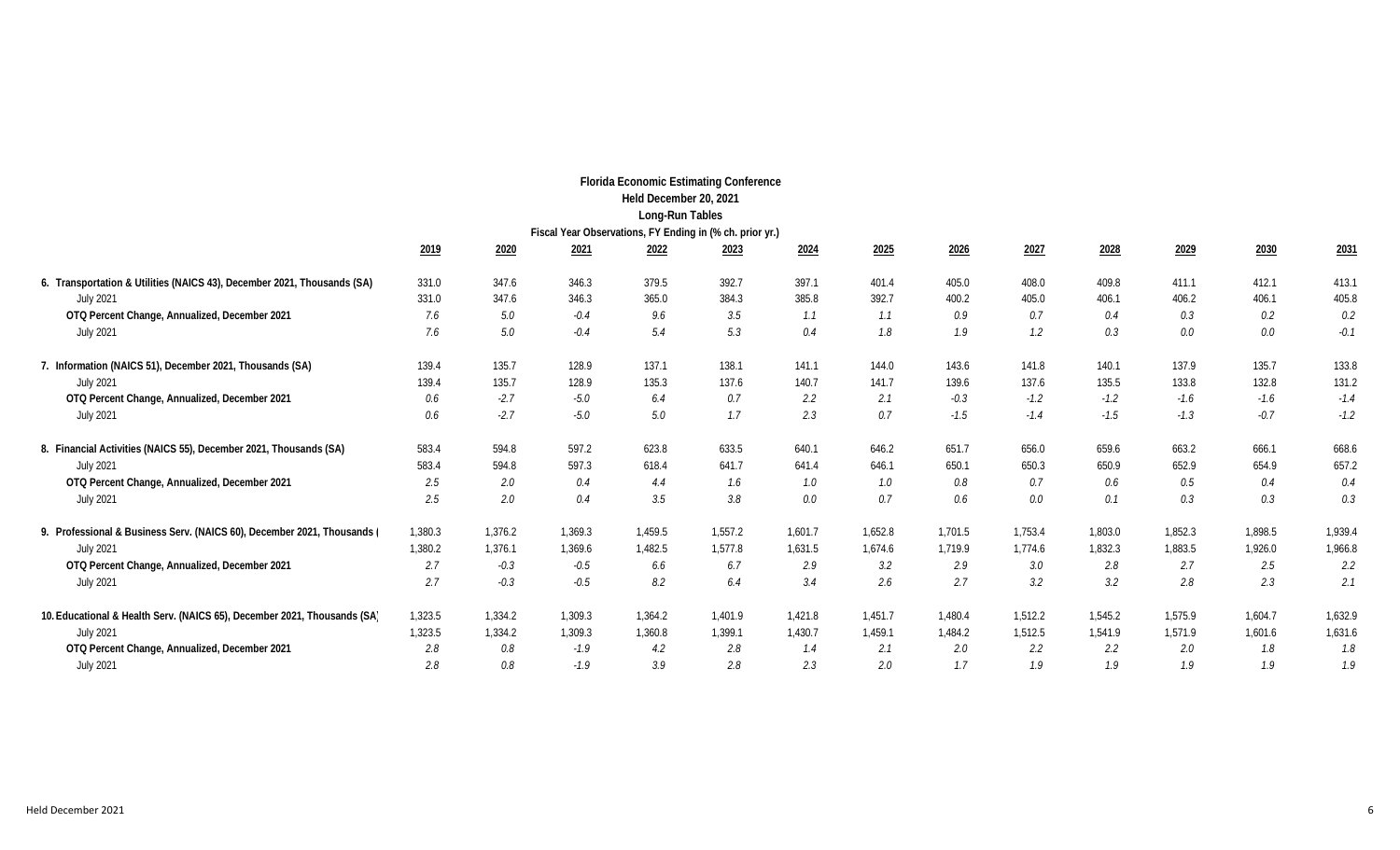**Florida Economic Estimating Conference**
**Held December 20, 2021**
**Long-Run Tables**
**Fiscal Year Observations, FY Ending in (% ch. prior yr.)**

| | 2019 | 2020 | 2021 | 2022 | 2023 | 2024 | 2025 | 2026 | 2027 | 2028 | 2029 | 2030 | 2031 |
|---|---|---|---|---|---|---|---|---|---|---|---|---|---|
| **6. Transportation & Utilities (NAICS 43), December 2021, Thousands (SA)** | 331.0 | 347.6 | 346.3 | 379.5 | 392.7 | 397.1 | 401.4 | 405.0 | 408.0 | 409.8 | 411.1 | 412.1 | 413.1 |
| July 2021 | 331.0 | 347.6 | 346.3 | 365.0 | 384.3 | 385.8 | 392.7 | 400.2 | 405.0 | 406.1 | 406.2 | 406.1 | 405.8 |
| **OTQ Percent Change, Annualized, December 2021** | *7.6* | *5.0* | *-0.4* | *9.6* | *3.5* | *1.1* | *1.1* | *0.9* | *0.7* | *0.4* | *0.3* | *0.2* | *0.2* |
| July 2021 | *7.6* | *5.0* | *-0.4* | *5.4* | *5.3* | *0.4* | *1.8* | *1.9* | *1.2* | *0.3* | *0.0* | *0.0* | *-0.1* |
| | | | | | | | | | | | | | |
| **7. Information (NAICS 51), December 2021, Thousands (SA)** | 139.4 | 135.7 | 128.9 | 137.1 | 138.1 | 141.1 | 144.0 | 143.6 | 141.8 | 140.1 | 137.9 | 135.7 | 133.8 |
| July 2021 | 139.4 | 135.7 | 128.9 | 135.3 | 137.6 | 140.7 | 141.7 | 139.6 | 137.6 | 135.5 | 133.8 | 132.8 | 131.2 |
| **OTQ Percent Change, Annualized, December 2021** | *0.6* | *-2.7* | *-5.0* | *6.4* | *0.7* | *2.2* | *2.1* | *-0.3* | *-1.2* | *-1.2* | *-1.6* | *-1.6* | *-1.4* |
| July 2021 | *0.6* | *-2.7* | *-5.0* | *5.0* | *1.7* | *2.3* | *0.7* | *-1.5* | *-1.4* | *-1.5* | *-1.3* | *-0.7* | *-1.2* |
| | | | | | | | | | | | | | |
| **8. Financial Activities (NAICS 55), December 2021, Thousands (SA)** | 583.4 | 594.8 | 597.2 | 623.8 | 633.5 | 640.1 | 646.2 | 651.7 | 656.0 | 659.6 | 663.2 | 666.1 | 668.6 |
| July 2021 | 583.4 | 594.8 | 597.3 | 618.4 | 641.7 | 641.4 | 646.1 | 650.1 | 650.3 | 650.9 | 652.9 | 654.9 | 657.2 |
| **OTQ Percent Change, Annualized, December 2021** | *2.5* | *2.0* | *0.4* | *4.4* | *1.6* | *1.0* | *1.0* | *0.8* | *0.7* | *0.6* | *0.5* | *0.4* | *0.4* |
| July 2021 | *2.5* | *2.0* | *0.4* | *3.5* | *3.8* | *0.0* | *0.7* | *0.6* | *0.0* | *0.1* | *0.3* | *0.3* | *0.3* |
| | | | | | | | | | | | | | |
| **9. Professional & Business Serv. (NAICS 60), December 2021, Thousands (** | 1,380.3 | 1,376.2 | 1,369.3 | 1,459.5 | 1,557.2 | 1,601.7 | 1,652.8 | 1,701.5 | 1,753.4 | 1,803.0 | 1,852.3 | 1,898.5 | 1,939.4 |
| July 2021 | 1,380.2 | 1,376.1 | 1,369.6 | 1,482.5 | 1,577.8 | 1,631.5 | 1,674.6 | 1,719.9 | 1,774.6 | 1,832.3 | 1,883.5 | 1,926.0 | 1,966.8 |
| **OTQ Percent Change, Annualized, December 2021** | *2.7* | *-0.3* | *-0.5* | *6.6* | *6.7* | *2.9* | *3.2* | *2.9* | *3.0* | *2.8* | *2.7* | *2.5* | *2.2* |
| July 2021 | *2.7* | *-0.3* | *-0.5* | *8.2* | *6.4* | *3.4* | *2.6* | *2.7* | *3.2* | *3.2* | *2.8* | *2.3* | *2.1* |
| | | | | | | | | | | | | | |
| **10. Educational & Health Serv. (NAICS 65), December 2021, Thousands (SA)** | 1,323.5 | 1,334.2 | 1,309.3 | 1,364.2 | 1,401.9 | 1,421.8 | 1,451.7 | 1,480.4 | 1,512.2 | 1,545.2 | 1,575.9 | 1,604.7 | 1,632.9 |
| July 2021 | 1,323.5 | 1,334.2 | 1,309.3 | 1,360.8 | 1,399.1 | 1,430.7 | 1,459.1 | 1,484.2 | 1,512.5 | 1,541.9 | 1,571.9 | 1,601.6 | 1,631.6 |
| **OTQ Percent Change, Annualized, December 2021** | *2.8* | *0.8* | *-1.9* | *4.2* | *2.8* | *1.4* | *2.1* | *2.0* | *2.2* | *2.2* | *2.0* | *1.8* | *1.8* |
| July 2021 | *2.8* | *0.8* | *-1.9* | *3.9* | *2.8* | *2.3* | *2.0* | *1.7* | *1.9* | *1.9* | *1.9* | *1.9* | *1.9* |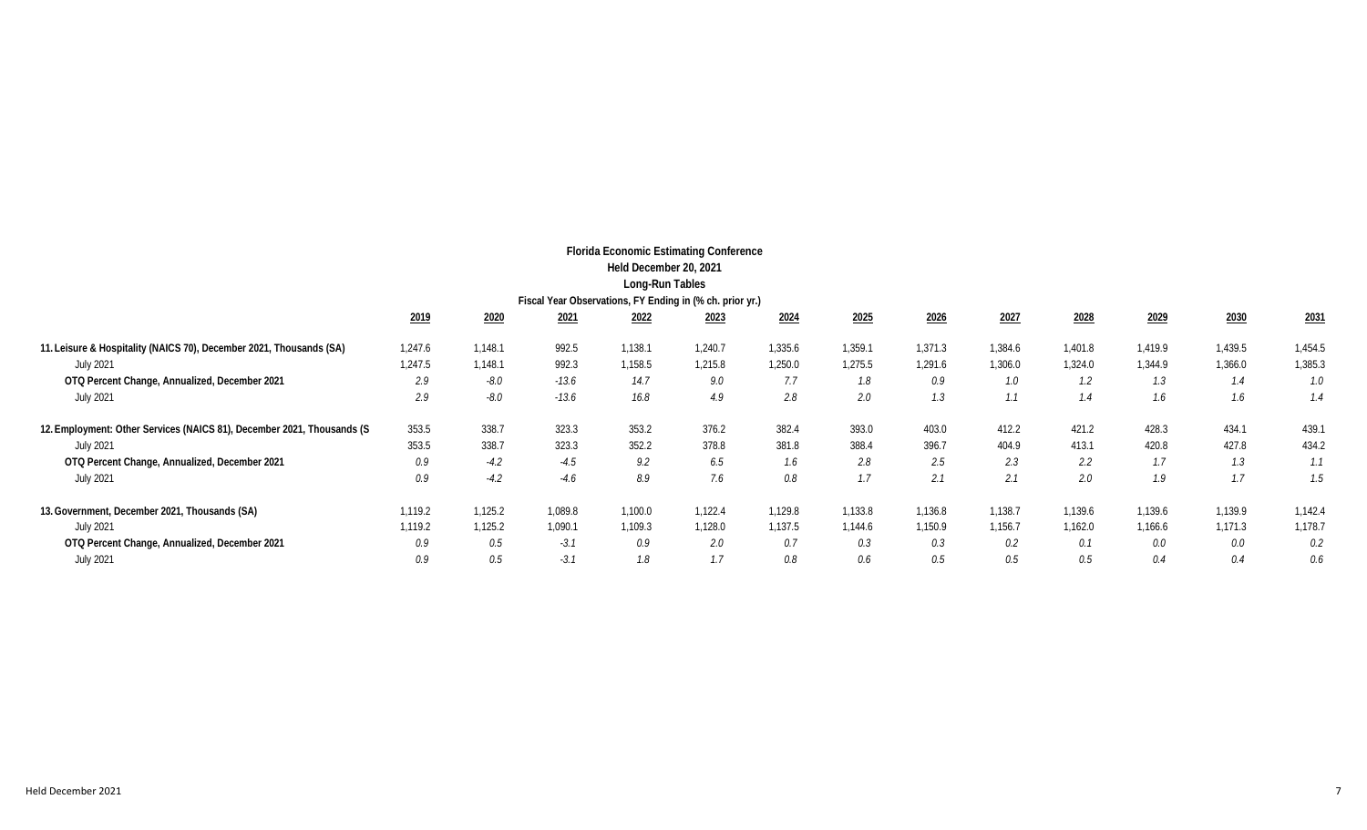**Florida Economic Estimating Conference**

**Held December 20, 2021**

**Long-Run Tables**

**Fiscal Year Observations, FY Ending in (% ch. prior yr.)**

| | 2019 | 2020 | 2021 | 2022 | 2023 | 2024 | 2025 | 2026 | 2027 | 2028 | 2029 | 2030 | 2031 |
|---|---|---|---|---|---|---|---|---|---|---|---|---|---|
| **11. Leisure & Hospitality (NAICS 70), December 2021, Thousands (SA)** | 1,247.6 | 1,148.1 | 992.5 | 1,138.1 | 1,240.7 | 1,335.6 | 1,359.1 | 1,371.3 | 1,384.6 | 1,401.8 | 1,419.9 | 1,439.5 | 1,454.5 |
| July 2021 | 1,247.5 | 1,148.1 | 992.3 | 1,158.5 | 1,215.8 | 1,250.0 | 1,275.5 | 1,291.6 | 1,306.0 | 1,324.0 | 1,344.9 | 1,366.0 | 1,385.3 |
| **OTQ Percent Change, Annualized, December 2021** | *2.9* | *-8.0* | *-13.6* | *14.7* | *9.0* | *7.7* | *1.8* | *0.9* | *1.0* | *1.2* | *1.3* | *1.4* | *1.0* |
| July 2021 | *2.9* | *-8.0* | *-13.6* | *16.8* | *4.9* | *2.8* | *2.0* | *1.3* | *1.1* | *1.4* | *1.6* | *1.6* | *1.4* |
| **12. Employment: Other Services (NAICS 81), December 2021, Thousands (S** | 353.5 | 338.7 | 323.3 | 353.2 | 376.2 | 382.4 | 393.0 | 403.0 | 412.2 | 421.2 | 428.3 | 434.1 | 439.1 |
| July 2021 | 353.5 | 338.7 | 323.3 | 352.2 | 378.8 | 381.8 | 388.4 | 396.7 | 404.9 | 413.1 | 420.8 | 427.8 | 434.2 |
| **OTQ Percent Change, Annualized, December 2021** | *0.9* | *-4.2* | *-4.5* | *9.2* | *6.5* | *1.6* | *2.8* | *2.5* | *2.3* | *2.2* | *1.7* | *1.3* | *1.1* |
| July 2021 | *0.9* | *-4.2* | *-4.6* | *8.9* | *7.6* | *0.8* | *1.7* | *2.1* | *2.1* | *2.0* | *1.9* | *1.7* | *1.5* |
| **13. Government, December 2021, Thousands (SA)** | 1,119.2 | 1,125.2 | 1,089.8 | 1,100.0 | 1,122.4 | 1,129.8 | 1,133.8 | 1,136.8 | 1,138.7 | 1,139.6 | 1,139.6 | 1,139.9 | 1,142.4 |
| July 2021 | 1,119.2 | 1,125.2 | 1,090.1 | 1,109.3 | 1,128.0 | 1,137.5 | 1,144.6 | 1,150.9 | 1,156.7 | 1,162.0 | 1,166.6 | 1,171.3 | 1,178.7 |
| **OTQ Percent Change, Annualized, December 2021** | *0.9* | *0.5* | *-3.1* | *0.9* | *2.0* | *0.7* | *0.3* | *0.3* | *0.2* | *0.1* | *0.0* | *0.0* | *0.2* |
| July 2021 | *0.9* | *0.5* | *-3.1* | *1.8* | *1.7* | *0.8* | *0.6* | *0.5* | *0.5* | *0.5* | *0.4* | *0.4* | *0.6* |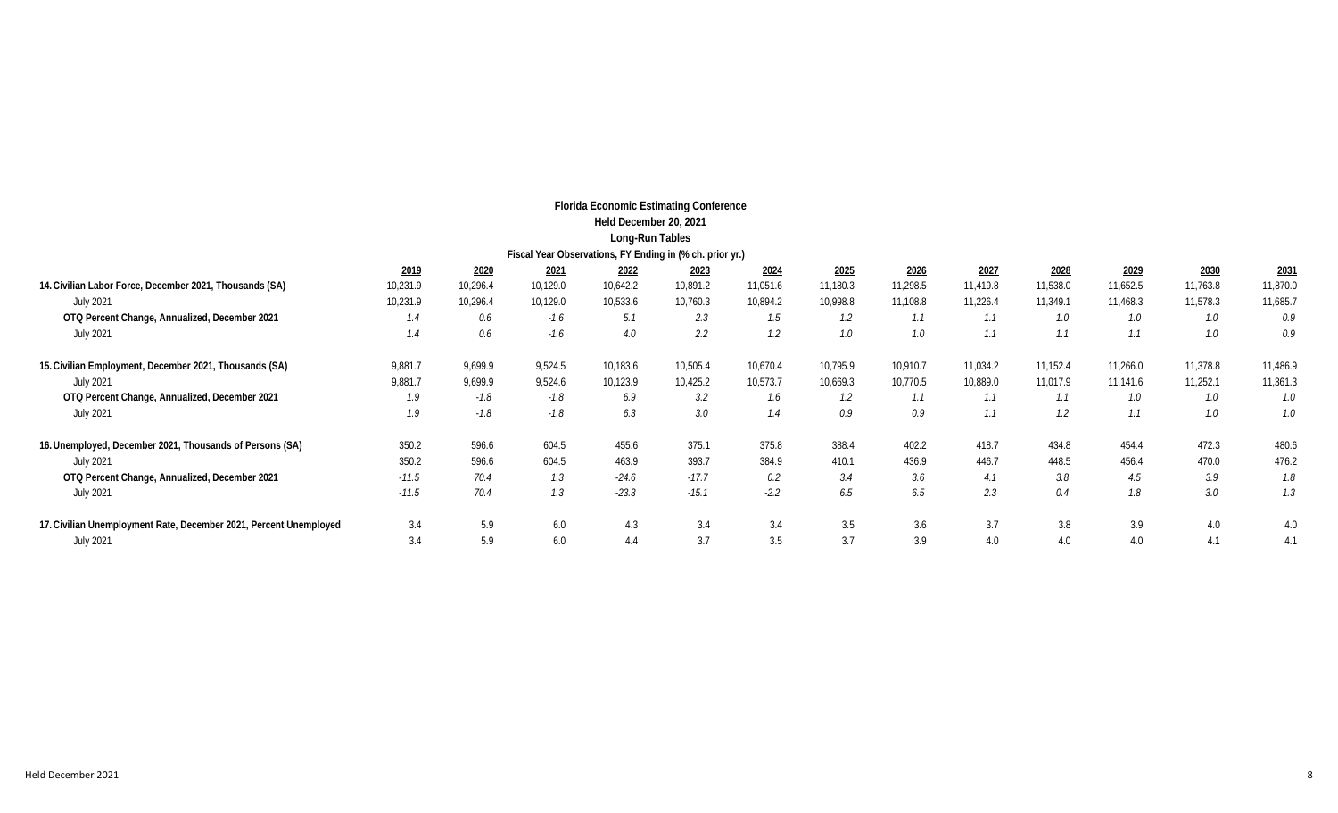**Florida Economic Estimating Conference**
**Held December 20, 2021**
**Long-Run Tables**
**Fiscal Year Observations, FY Ending in (% ch. prior yr.)**

| | 2019 | 2020 | 2021 | 2022 | 2023 | 2024 | 2025 | 2026 | 2027 | 2028 | 2029 | 2030 | 2031 |
|---|---|---|---|---|---|---|---|---|---|---|---|---|---|
| **14. Civilian Labor Force, December 2021, Thousands (SA)** | 10,231.9 | 10,296.4 | 10,129.0 | 10,642.2 | 10,891.2 | 11,051.6 | 11,180.3 | 11,298.5 | 11,419.8 | 11,538.0 | 11,652.5 | 11,763.8 | 11,870.0 |
| July 2021 | 10,231.9 | 10,296.4 | 10,129.0 | 10,533.6 | 10,760.3 | 10,894.2 | 10,998.8 | 11,108.8 | 11,226.4 | 11,349.1 | 11,468.3 | 11,578.3 | 11,685.7 |
| **OTQ Percent Change, Annualized, December 2021** | *1.4* | *0.6* | *-1.6* | *5.1* | *2.3* | *1.5* | *1.2* | *1.1* | *1.1* | *1.0* | *1.0* | *1.0* | *0.9* |
| July 2021 | *1.4* | *0.6* | *-1.6* | *4.0* | *2.2* | *1.2* | *1.0* | *1.0* | *1.1* | *1.1* | *1.1* | *1.0* | *0.9* |
| | | | | | | | | | | | | | |
| **15. Civilian Employment, December 2021, Thousands (SA)** | 9,881.7 | 9,699.9 | 9,524.5 | 10,183.6 | 10,505.4 | 10,670.4 | 10,795.9 | 10,910.7 | 11,034.2 | 11,152.4 | 11,266.0 | 11,378.8 | 11,486.9 |
| July 2021 | 9,881.7 | 9,699.9 | 9,524.6 | 10,123.9 | 10,425.2 | 10,573.7 | 10,669.3 | 10,770.5 | 10,889.0 | 11,017.9 | 11,141.6 | 11,252.1 | 11,361.3 |
| **OTQ Percent Change, Annualized, December 2021** | *1.9* | *-1.8* | *-1.8* | *6.9* | *3.2* | *1.6* | *1.2* | *1.1* | *1.1* | *1.1* | *1.0* | *1.0* | *1.0* |
| July 2021 | *1.9* | *-1.8* | *-1.8* | *6.3* | *3.0* | *1.4* | *0.9* | *0.9* | *1.1* | *1.2* | *1.1* | *1.0* | *1.0* |
| | | | | | | | | | | | | | |
| **16. Unemployed, December 2021, Thousands of Persons (SA)** | 350.2 | 596.6 | 604.5 | 455.6 | 375.1 | 375.8 | 388.4 | 402.2 | 418.7 | 434.8 | 454.4 | 472.3 | 480.6 |
| July 2021 | 350.2 | 596.6 | 604.5 | 463.9 | 393.7 | 384.9 | 410.1 | 436.9 | 446.7 | 448.5 | 456.4 | 470.0 | 476.2 |
| **OTQ Percent Change, Annualized, December 2021** | *-11.5* | *70.4* | *1.3* | *-24.6* | *-17.7* | *0.2* | *3.4* | *3.6* | *4.1* | *3.8* | *4.5* | *3.9* | *1.8* |
| July 2021 | *-11.5* | *70.4* | *1.3* | *-23.3* | *-15.1* | *-2.2* | *6.5* | *6.5* | *2.3* | *0.4* | *1.8* | *3.0* | *1.3* |
| | | | | | | | | | | | | | |
| **17. Civilian Unemployment Rate, December 2021, Percent Unemployed** | 3.4 | 5.9 | 6.0 | 4.3 | 3.4 | 3.4 | 3.5 | 3.6 | 3.7 | 3.8 | 3.9 | 4.0 | 4.0 |
| July 2021 | 3.4 | 5.9 | 6.0 | 4.4 | 3.7 | 3.5 | 3.7 | 3.9 | 4.0 | 4.0 | 4.0 | 4.1 | 4.1 |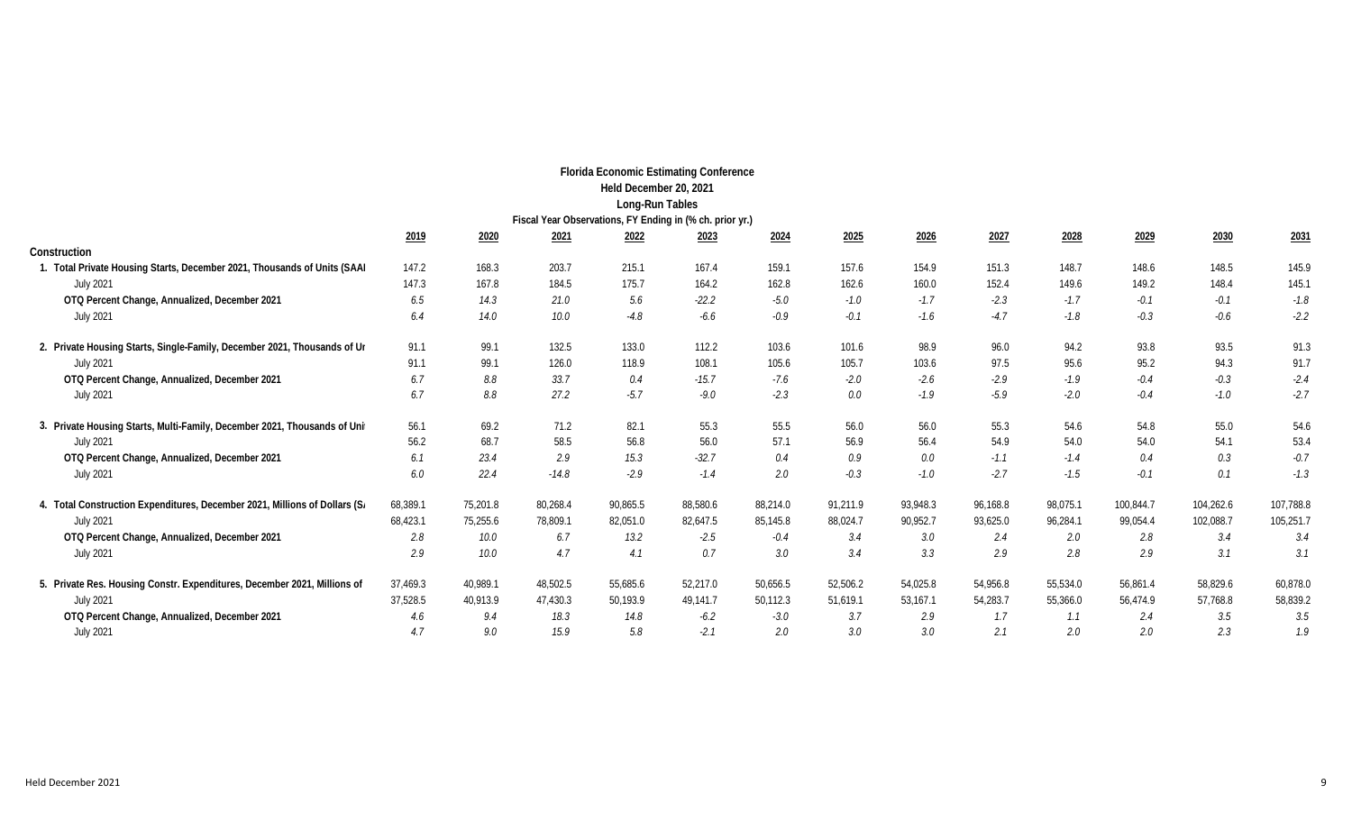**Florida Economic Estimating Conference**
**Held December 20, 2021**
**Long-Run Tables**
**Fiscal Year Observations, FY Ending in (% ch. prior yr.)**

| | 2019 | 2020 | 2021 | 2022 | 2023 | 2024 | 2025 | 2026 | 2027 | 2028 | 2029 | 2030 | 2031 |
|---|---|---|---|---|---|---|---|---|---|---|---|---|---|
| **Construction** | | | | | | | | | | | | | |
| **1. Total Private Housing Starts, December 2021, Thousands of Units (SAAI** | 147.2 | 168.3 | 203.7 | 215.1 | 167.4 | 159.1 | 157.6 | 154.9 | 151.3 | 148.7 | 148.6 | 148.5 | 145.9 |
| July 2021 | 147.3 | 167.8 | 184.5 | 175.7 | 164.2 | 162.8 | 162.6 | 160.0 | 152.4 | 149.6 | 149.2 | 148.4 | 145.1 |
| **OTQ Percent Change, Annualized, December 2021** | *6.5* | *14.3* | *21.0* | *5.6* | *-22.2* | *-5.0* | *-1.0* | *-1.7* | *-2.3* | *-1.7* | *-0.1* | *-0.1* | *-1.8* |
| July 2021 | *6.4* | *14.0* | *10.0* | *-4.8* | *-6.6* | *-0.9* | *-0.1* | *-1.6* | *-4.7* | *-1.8* | *-0.3* | *-0.6* | *-2.2* |
| **2. Private Housing Starts, Single-Family, December 2021, Thousands of Ur** | 91.1 | 99.1 | 132.5 | 133.0 | 112.2 | 103.6 | 101.6 | 98.9 | 96.0 | 94.2 | 93.8 | 93.5 | 91.3 |
| July 2021 | 91.1 | 99.1 | 126.0 | 118.9 | 108.1 | 105.6 | 105.7 | 103.6 | 97.5 | 95.6 | 95.2 | 94.3 | 91.7 |
| **OTQ Percent Change, Annualized, December 2021** | *6.7* | *8.8* | *33.7* | *0.4* | *-15.7* | *-7.6* | *-2.0* | *-2.6* | *-2.9* | *-1.9* | *-0.4* | *-0.3* | *-2.4* |
| July 2021 | *6.7* | *8.8* | *27.2* | *-5.7* | *-9.0* | *-2.3* | *0.0* | *-1.9* | *-5.9* | *-2.0* | *-0.4* | *-1.0* | *-2.7* |
| **3. Private Housing Starts, Multi-Family, December 2021, Thousands of Uni** | 56.1 | 69.2 | 71.2 | 82.1 | 55.3 | 55.5 | 56.0 | 56.0 | 55.3 | 54.6 | 54.8 | 55.0 | 54.6 |
| July 2021 | 56.2 | 68.7 | 58.5 | 56.8 | 56.0 | 57.1 | 56.9 | 56.4 | 54.9 | 54.0 | 54.0 | 54.1 | 53.4 |
| **OTQ Percent Change, Annualized, December 2021** | *6.1* | *23.4* | *2.9* | *15.3* | *-32.7* | *0.4* | *0.9* | *0.0* | *-1.1* | *-1.4* | *0.4* | *0.3* | *-0.7* |
| July 2021 | *6.0* | *22.4* | *-14.8* | *-2.9* | *-1.4* | *2.0* | *-0.3* | *-1.0* | *-2.7* | *-1.5* | *-0.1* | *0.1* | *-1.3* |
| **4. Total Construction Expenditures, December 2021, Millions of Dollars (S/** | 68,389.1 | 75,201.8 | 80,268.4 | 90,865.5 | 88,580.6 | 88,214.0 | 91,211.9 | 93,948.3 | 96,168.8 | 98,075.1 | 100,844.7 | 104,262.6 | 107,788.8 |
| July 2021 | 68,423.1 | 75,255.6 | 78,809.1 | 82,051.0 | 82,647.5 | 85,145.8 | 88,024.7 | 90,952.7 | 93,625.0 | 96,284.1 | 99,054.4 | 102,088.7 | 105,251.7 |
| **OTQ Percent Change, Annualized, December 2021** | *2.8* | *10.0* | *6.7* | *13.2* | *-2.5* | *-0.4* | *3.4* | *3.0* | *2.4* | *2.0* | *2.8* | *3.4* | *3.4* |
| July 2021 | *2.9* | *10.0* | *4.7* | *4.1* | *0.7* | *3.0* | *3.4* | *3.3* | *2.9* | *2.8* | *2.9* | *3.1* | *3.1* |
| **5. Private Res. Housing Constr. Expenditures, December 2021, Millions of** | 37,469.3 | 40,989.1 | 48,502.5 | 55,685.6 | 52,217.0 | 50,656.5 | 52,506.2 | 54,025.8 | 54,956.8 | 55,534.0 | 56,861.4 | 58,829.6 | 60,878.0 |
| July 2021 | 37,528.5 | 40,913.9 | 47,430.3 | 50,193.9 | 49,141.7 | 50,112.3 | 51,619.1 | 53,167.1 | 54,283.7 | 55,366.0 | 56,474.9 | 57,768.8 | 58,839.2 |
| **OTQ Percent Change, Annualized, December 2021** | *4.6* | *9.4* | *18.3* | *14.8* | *-6.2* | *-3.0* | *3.7* | *2.9* | *1.7* | *1.1* | *2.4* | *3.5* | *3.5* |
| July 2021 | *4.7* | *9.0* | *15.9* | *5.8* | *-2.1* | *2.0* | *3.0* | *3.0* | *2.1* | *2.0* | *2.0* | *2.3* | *1.9* |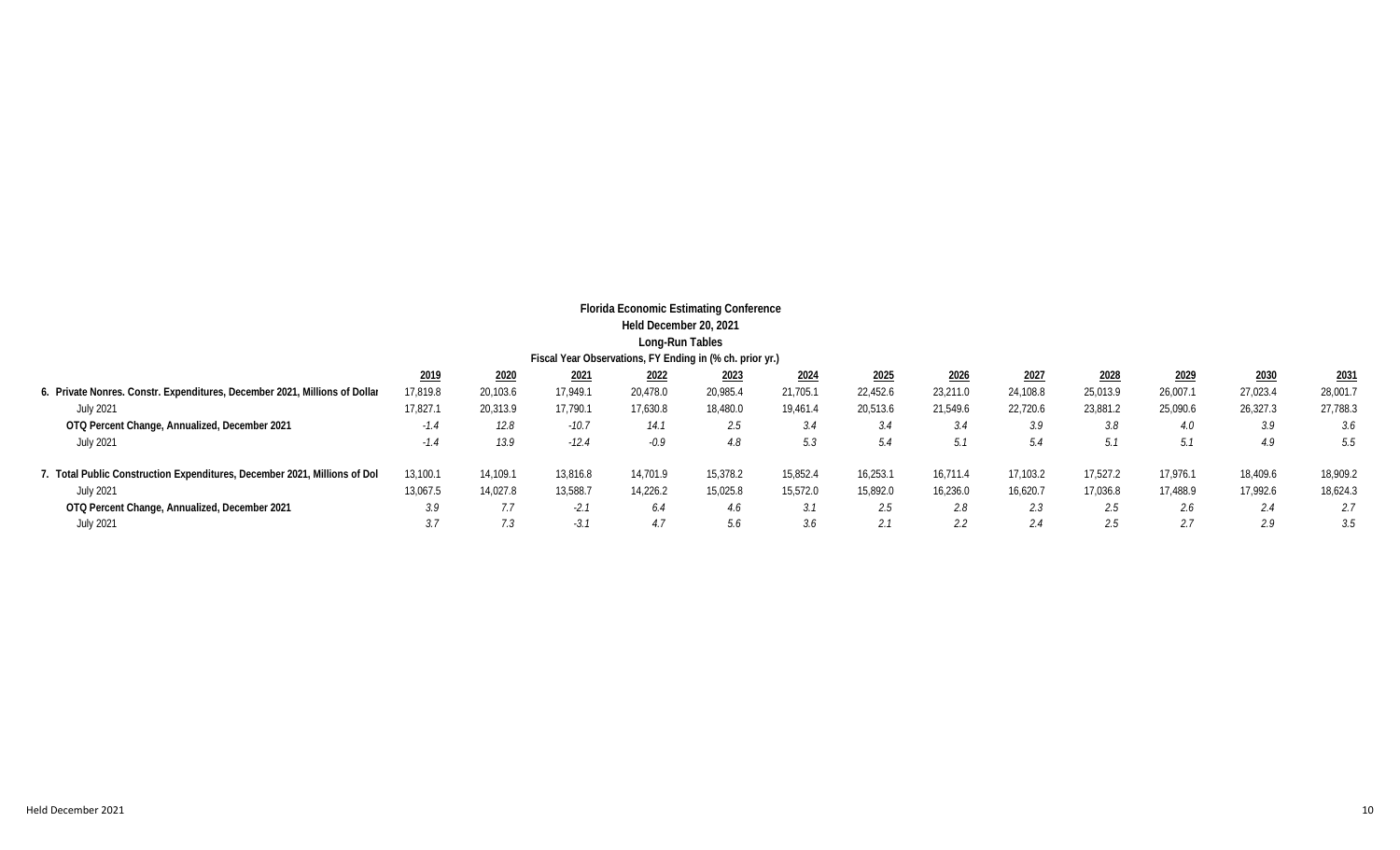**Florida Economic Estimating Conference**

**Held December 20, 2021**

**Long-Run Tables**

**Fiscal Year Observations, FY Ending in (% ch. prior yr.)**

| | 2019 | 2020 | 2021 | 2022 | 2023 | 2024 | 2025 | 2026 | 2027 | 2028 | 2029 | 2030 | 2031 |
|---|---|---|---|---|---|---|---|---|---|---|---|---|---|
| **6. Private Nonres. Constr. Expenditures, December 2021, Millions of Dollar** | 17,819.8 | 20,103.6 | 17,949.1 | 20,478.0 | 20,985.4 | 21,705.1 | 22,452.6 | 23,211.0 | 24,108.8 | 25,013.9 | 26,007.1 | 27,023.4 | 28,001.7 |
| July 2021 | 17,827.1 | 20,313.9 | 17,790.1 | 17,630.8 | 18,480.0 | 19,461.4 | 20,513.6 | 21,549.6 | 22,720.6 | 23,881.2 | 25,090.6 | 26,327.3 | 27,788.3 |
| **OTQ Percent Change, Annualized, December 2021** | *-1.4* | *12.8* | *-10.7* | *14.1* | *2.5* | *3.4* | *3.4* | *3.4* | *3.9* | *3.8* | *4.0* | *3.9* | *3.6* |
| July 2021 | *-1.4* | *13.9* | *-12.4* | *-0.9* | *4.8* | *5.3* | *5.4* | *5.1* | *5.4* | *5.1* | *5.1* | *4.9* | *5.5* |
| | | | | | | | | | | | | | |
| **7. Total Public Construction Expenditures, December 2021, Millions of Dol** | 13,100.1 | 14,109.1 | 13,816.8 | 14,701.9 | 15,378.2 | 15,852.4 | 16,253.1 | 16,711.4 | 17,103.2 | 17,527.2 | 17,976.1 | 18,409.6 | 18,909.2 |
| July 2021 | 13,067.5 | 14,027.8 | 13,588.7 | 14,226.2 | 15,025.8 | 15,572.0 | 15,892.0 | 16,236.0 | 16,620.7 | 17,036.8 | 17,488.9 | 17,992.6 | 18,624.3 |
| **OTQ Percent Change, Annualized, December 2021** | *3.9* | *7.7* | *-2.1* | *6.4* | *4.6* | *3.1* | *2.5* | *2.8* | *2.3* | *2.5* | *2.6* | *2.4* | *2.7* |
| July 2021 | *3.7* | *7.3* | *-3.1* | *4.7* | *5.6* | *3.6* | *2.1* | *2.2* | *2.4* | *2.5* | *2.7* | *2.9* | *3.5* |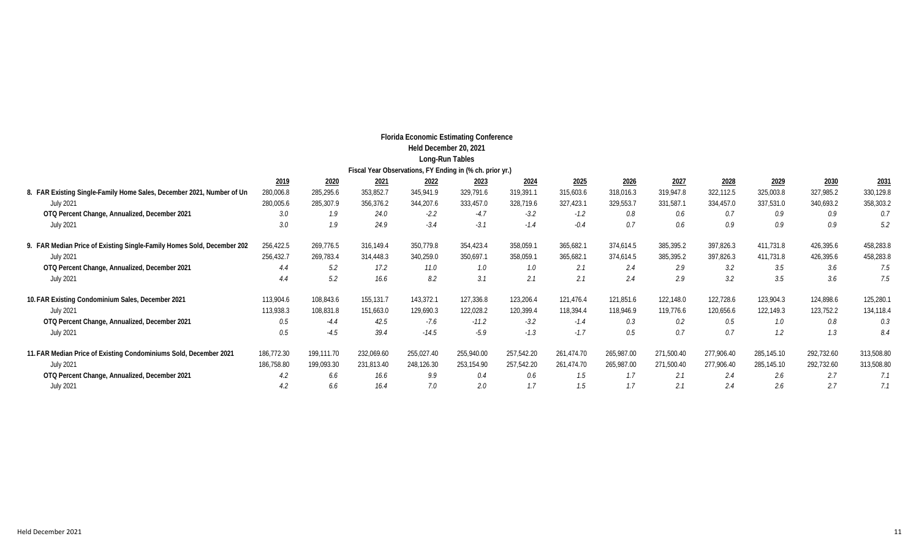**Florida Economic Estimating Conference**
**Held December 20, 2021**
**Long-Run Tables**
**Fiscal Year Observations, FY Ending in (% ch. prior yr.)**

| | 2019 | 2020 | 2021 | 2022 | 2023 | 2024 | 2025 | 2026 | 2027 | 2028 | 2029 | 2030 | 2031 |
|---|---|---|---|---|---|---|---|---|---|---|---|---|---|
| **8. FAR Existing Single-Family Home Sales, December 2021, Number of Un** | 280,006.8 | 285,295.6 | 353,852.7 | 345,941.9 | 329,791.6 | 319,391.1 | 315,603.6 | 318,016.3 | 319,947.8 | 322,112.5 | 325,003.8 | 327,985.2 | 330,129.8 |
| July 2021 | 280,005.6 | 285,307.9 | 356,376.2 | 344,207.6 | 333,457.0 | 328,719.6 | 327,423.1 | 329,553.7 | 331,587.1 | 334,457.0 | 337,531.0 | 340,693.2 | 358,303.2 |
| **OTQ Percent Change, Annualized, December 2021** | *3.0* | *1.9* | *24.0* | *-2.2* | *-4.7* | *-3.2* | *-1.2* | *0.8* | *0.6* | *0.7* | *0.9* | *0.9* | *0.7* |
| July 2021 | *3.0* | *1.9* | *24.9* | *-3.4* | *-3.1* | *-1.4* | *-0.4* | *0.7* | *0.6* | *0.9* | *0.9* | *0.9* | *5.2* |
| | | | | | | | | | | | | | |
| **9. FAR Median Price of Existing Single-Family Homes Sold, December 202** | 256,422.5 | 269,776.5 | 316,149.4 | 350,779.8 | 354,423.4 | 358,059.1 | 365,682.1 | 374,614.5 | 385,395.2 | 397,826.3 | 411,731.8 | 426,395.6 | 458,283.8 |
| July 2021 | 256,432.7 | 269,783.4 | 314,448.3 | 340,259.0 | 350,697.1 | 358,059.1 | 365,682.1 | 374,614.5 | 385,395.2 | 397,826.3 | 411,731.8 | 426,395.6 | 458,283.8 |
| **OTQ Percent Change, Annualized, December 2021** | *4.4* | *5.2* | *17.2* | *11.0* | *1.0* | *1.0* | *2.1* | *2.4* | *2.9* | *3.2* | *3.5* | *3.6* | *7.5* |
| July 2021 | *4.4* | *5.2* | *16.6* | *8.2* | *3.1* | *2.1* | *2.1* | *2.4* | *2.9* | *3.2* | *3.5* | *3.6* | *7.5* |
| | | | | | | | | | | | | | |
| **10. FAR Existing Condominium Sales, December 2021** | 113,904.6 | 108,843.6 | 155,131.7 | 143,372.1 | 127,336.8 | 123,206.4 | 121,476.4 | 121,851.6 | 122,148.0 | 122,728.6 | 123,904.3 | 124,898.6 | 125,280.1 |
| July 2021 | 113,938.3 | 108,831.8 | 151,663.0 | 129,690.3 | 122,028.2 | 120,399.4 | 118,394.4 | 118,946.9 | 119,776.6 | 120,656.6 | 122,149.3 | 123,752.2 | 134,118.4 |
| **OTQ Percent Change, Annualized, December 2021** | *0.5* | *-4.4* | *42.5* | *-7.6* | *-11.2* | *-3.2* | *-1.4* | *0.3* | *0.2* | *0.5* | *1.0* | *0.8* | *0.3* |
| July 2021 | *0.5* | *-4.5* | *39.4* | *-14.5* | *-5.9* | *-1.3* | *-1.7* | *0.5* | *0.7* | *0.7* | *1.2* | *1.3* | *8.4* |
| | | | | | | | | | | | | | |
| **11. FAR Median Price of Existing Condominiums Sold, December 2021** | 186,772.30 | 199,111.70 | 232,069.60 | 255,027.40 | 255,940.00 | 257,542.20 | 261,474.70 | 265,987.00 | 271,500.40 | 277,906.40 | 285,145.10 | 292,732.60 | 313,508.80 |
| July 2021 | 186,758.80 | 199,093.30 | 231,813.40 | 248,126.30 | 253,154.90 | 257,542.20 | 261,474.70 | 265,987.00 | 271,500.40 | 277,906.40 | 285,145.10 | 292,732.60 | 313,508.80 |
| **OTQ Percent Change, Annualized, December 2021** | *4.2* | *6.6* | *16.6* | *9.9* | *0.4* | *0.6* | *1.5* | *1.7* | *2.1* | *2.4* | *2.6* | *2.7* | *7.1* |
| July 2021 | *4.2* | *6.6* | *16.4* | *7.0* | *2.0* | *1.7* | *1.5* | *1.7* | *2.1* | *2.4* | *2.6* | *2.7* | *7.1* |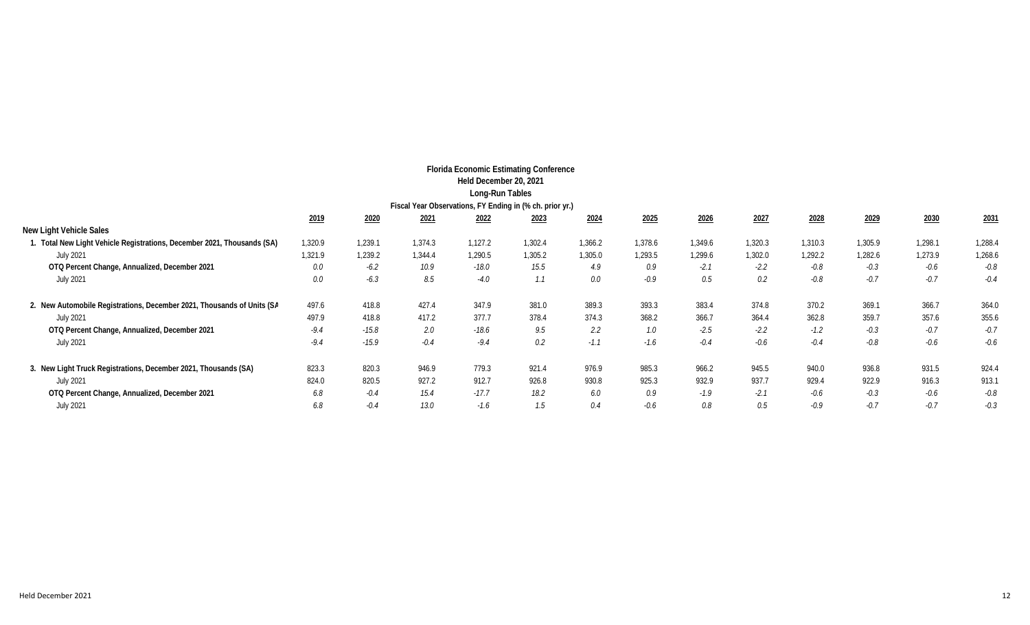**Florida Economic Estimating Conference**
**Held December 20, 2021**
**Long-Run Tables**
**Fiscal Year Observations, FY Ending in (% ch. prior yr.)**

| | 2019 | 2020 | 2021 | 2022 | 2023 | 2024 | 2025 | 2026 | 2027 | 2028 | 2029 | 2030 | 2031 |
|---|---|---|---|---|---|---|---|---|---|---|---|---|---|
| **New Light Vehicle Sales** | | | | | | | | | | | | | |
| **1. Total New Light Vehicle Registrations, December 2021, Thousands (SA)** | 1,320.9 | 1,239.1 | 1,374.3 | 1,127.2 | 1,302.4 | 1,366.2 | 1,378.6 | 1,349.6 | 1,320.3 | 1,310.3 | 1,305.9 | 1,298.1 | 1,288.4 |
| July 2021 | 1,321.9 | 1,239.2 | 1,344.4 | 1,290.5 | 1,305.2 | 1,305.0 | 1,293.5 | 1,299.6 | 1,302.0 | 1,292.2 | 1,282.6 | 1,273.9 | 1,268.6 |
| **OTQ Percent Change, Annualized, December 2021** | *0.0* | *-6.2* | *10.9* | *-18.0* | *15.5* | *4.9* | *0.9* | *-2.1* | *-2.2* | *-0.8* | *-0.3* | *-0.6* | *-0.8* |
| July 2021 | *0.0* | *-6.3* | *8.5* | *-4.0* | *1.1* | *0.0* | *-0.9* | *0.5* | *0.2* | *-0.8* | *-0.7* | *-0.7* | *-0.4* |
| **2. New Automobile Registrations, December 2021, Thousands of Units (SA** | 497.6 | 418.8 | 427.4 | 347.9 | 381.0 | 389.3 | 393.3 | 383.4 | 374.8 | 370.2 | 369.1 | 366.7 | 364.0 |
| July 2021 | 497.9 | 418.8 | 417.2 | 377.7 | 378.4 | 374.3 | 368.2 | 366.7 | 364.4 | 362.8 | 359.7 | 357.6 | 355.6 |
| **OTQ Percent Change, Annualized, December 2021** | *-9.4* | *-15.8* | *2.0* | *-18.6* | *9.5* | *2.2* | *1.0* | *-2.5* | *-2.2* | *-1.2* | *-0.3* | *-0.7* | *-0.7* |
| July 2021 | *-9.4* | *-15.9* | *-0.4* | *-9.4* | *0.2* | *-1.1* | *-1.6* | *-0.4* | *-0.6* | *-0.4* | *-0.8* | *-0.6* | *-0.6* |
| **3. New Light Truck Registrations, December 2021, Thousands (SA)** | 823.3 | 820.3 | 946.9 | 779.3 | 921.4 | 976.9 | 985.3 | 966.2 | 945.5 | 940.0 | 936.8 | 931.5 | 924.4 |
| July 2021 | 824.0 | 820.5 | 927.2 | 912.7 | 926.8 | 930.8 | 925.3 | 932.9 | 937.7 | 929.4 | 922.9 | 916.3 | 913.1 |
| **OTQ Percent Change, Annualized, December 2021** | *6.8* | *-0.4* | *15.4* | *-17.7* | *18.2* | *6.0* | *0.9* | *-1.9* | *-2.1* | *-0.6* | *-0.3* | *-0.6* | *-0.8* |
| July 2021 | *6.8* | *-0.4* | *13.0* | *-1.6* | *1.5* | *0.4* | *-0.6* | *0.8* | *0.5* | *-0.9* | *-0.7* | *-0.7* | *-0.3* |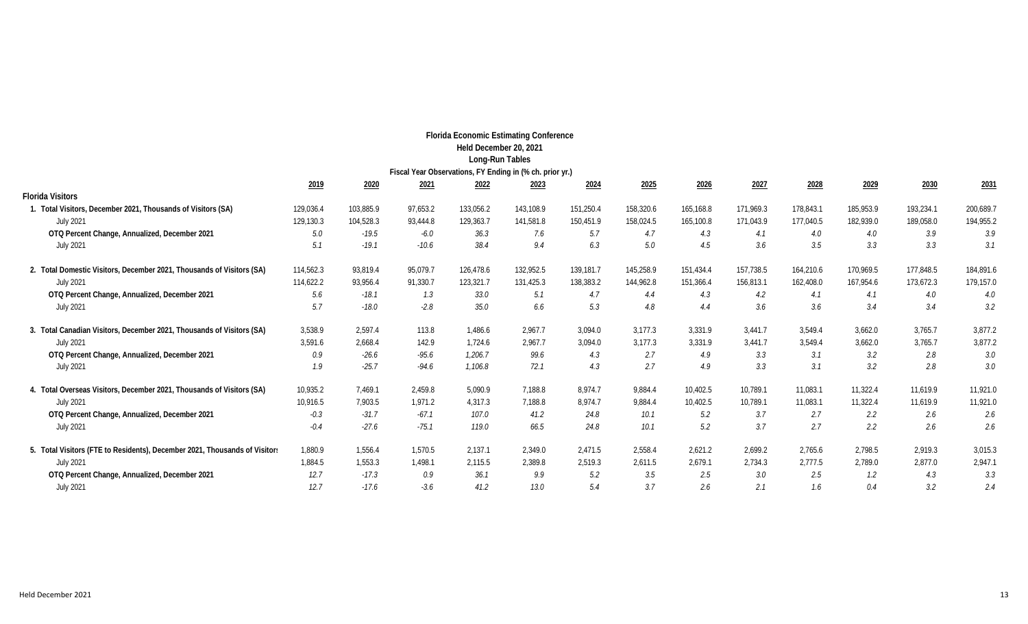**Florida Economic Estimating Conference**
**Held December 20, 2021**
**Long-Run Tables**
**Fiscal Year Observations, FY Ending in (% ch. prior yr.)**

| | 2019 | 2020 | 2021 | 2022 | 2023 | 2024 | 2025 | 2026 | 2027 | 2028 | 2029 | 2030 | 2031 |
|---|---|---|---|---|---|---|---|---|---|---|---|---|---|
| **Florida Visitors** | | | | | | | | | | | | | |
| **1. Total Visitors, December 2021, Thousands of Visitors (SA)** | 129,036.4 | 103,885.9 | 97,653.2 | 133,056.2 | 143,108.9 | 151,250.4 | 158,320.6 | 165,168.8 | 171,969.3 | 178,843.1 | 185,953.9 | 193,234.1 | 200,689.7 |
| July 2021 | 129,130.3 | 104,528.3 | 93,444.8 | 129,363.7 | 141,581.8 | 150,451.9 | 158,024.5 | 165,100.8 | 171,043.9 | 177,040.5 | 182,939.0 | 189,058.0 | 194,955.2 |
| **OTQ Percent Change, Annualized, December 2021** | *5.0* | *-19.5* | *-6.0* | *36.3* | *7.6* | *5.7* | *4.7* | *4.3* | *4.1* | *4.0* | *4.0* | *3.9* | *3.9* |
| July 2021 | *5.1* | *-19.1* | *-10.6* | *38.4* | *9.4* | *6.3* | *5.0* | *4.5* | *3.6* | *3.5* | *3.3* | *3.3* | *3.1* |
| **2. Total Domestic Visitors, December 2021, Thousands of Visitors (SA)** | 114,562.3 | 93,819.4 | 95,079.7 | 126,478.6 | 132,952.5 | 139,181.7 | 145,258.9 | 151,434.4 | 157,738.5 | 164,210.6 | 170,969.5 | 177,848.5 | 184,891.6 |
| July 2021 | 114,622.2 | 93,956.4 | 91,330.7 | 123,321.7 | 131,425.3 | 138,383.2 | 144,962.8 | 151,366.4 | 156,813.1 | 162,408.0 | 167,954.6 | 173,672.3 | 179,157.0 |
| **OTQ Percent Change, Annualized, December 2021** | *5.6* | *-18.1* | *1.3* | *33.0* | *5.1* | *4.7* | *4.4* | *4.3* | *4.2* | *4.1* | *4.1* | *4.0* | *4.0* |
| July 2021 | *5.7* | *-18.0* | *-2.8* | *35.0* | *6.6* | *5.3* | *4.8* | *4.4* | *3.6* | *3.6* | *3.4* | *3.4* | *3.2* |
| **3. Total Canadian Visitors, December 2021, Thousands of Visitors (SA)** | 3,538.9 | 2,597.4 | 113.8 | 1,486.6 | 2,967.7 | 3,094.0 | 3,177.3 | 3,331.9 | 3,441.7 | 3,549.4 | 3,662.0 | 3,765.7 | 3,877.2 |
| July 2021 | 3,591.6 | 2,668.4 | 142.9 | 1,724.6 | 2,967.7 | 3,094.0 | 3,177.3 | 3,331.9 | 3,441.7 | 3,549.4 | 3,662.0 | 3,765.7 | 3,877.2 |
| **OTQ Percent Change, Annualized, December 2021** | *0.9* | *-26.6* | *-95.6* | *1,206.7* | *99.6* | *4.3* | *2.7* | *4.9* | *3.3* | *3.1* | *3.2* | *2.8* | *3.0* |
| July 2021 | *1.9* | *-25.7* | *-94.6* | *1,106.8* | *72.1* | *4.3* | *2.7* | *4.9* | *3.3* | *3.1* | *3.2* | *2.8* | *3.0* |
| **4. Total Overseas Visitors, December 2021, Thousands of Visitors (SA)** | 10,935.2 | 7,469.1 | 2,459.8 | 5,090.9 | 7,188.8 | 8,974.7 | 9,884.4 | 10,402.5 | 10,789.1 | 11,083.1 | 11,322.4 | 11,619.9 | 11,921.0 |
| July 2021 | 10,916.5 | 7,903.5 | 1,971.2 | 4,317.3 | 7,188.8 | 8,974.7 | 9,884.4 | 10,402.5 | 10,789.1 | 11,083.1 | 11,322.4 | 11,619.9 | 11,921.0 |
| **OTQ Percent Change, Annualized, December 2021** | *-0.3* | *-31.7* | *-67.1* | *107.0* | *41.2* | *24.8* | *10.1* | *5.2* | *3.7* | *2.7* | *2.2* | *2.6* | *2.6* |
| July 2021 | *-0.4* | *-27.6* | *-75.1* | *119.0* | *66.5* | *24.8* | *10.1* | *5.2* | *3.7* | *2.7* | *2.2* | *2.6* | *2.6* |
| **5. Total Visitors (FTE to Residents), December 2021, Thousands of Visitors** | 1,880.9 | 1,556.4 | 1,570.5 | 2,137.1 | 2,349.0 | 2,471.5 | 2,558.4 | 2,621.2 | 2,699.2 | 2,765.6 | 2,798.5 | 2,919.3 | 3,015.3 |
| July 2021 | 1,884.5 | 1,553.3 | 1,498.1 | 2,115.5 | 2,389.8 | 2,519.3 | 2,611.5 | 2,679.1 | 2,734.3 | 2,777.5 | 2,789.0 | 2,877.0 | 2,947.1 |
| **OTQ Percent Change, Annualized, December 2021** | *12.7* | *-17.3* | *0.9* | *36.1* | *9.9* | *5.2* | *3.5* | *2.5* | *3.0* | *2.5* | *1.2* | *4.3* | *3.3* |
| July 2021 | *12.7* | *-17.6* | *-3.6* | *41.2* | *13.0* | *5.4* | *3.7* | *2.6* | *2.1* | *1.6* | *0.4* | *3.2* | *2.4* |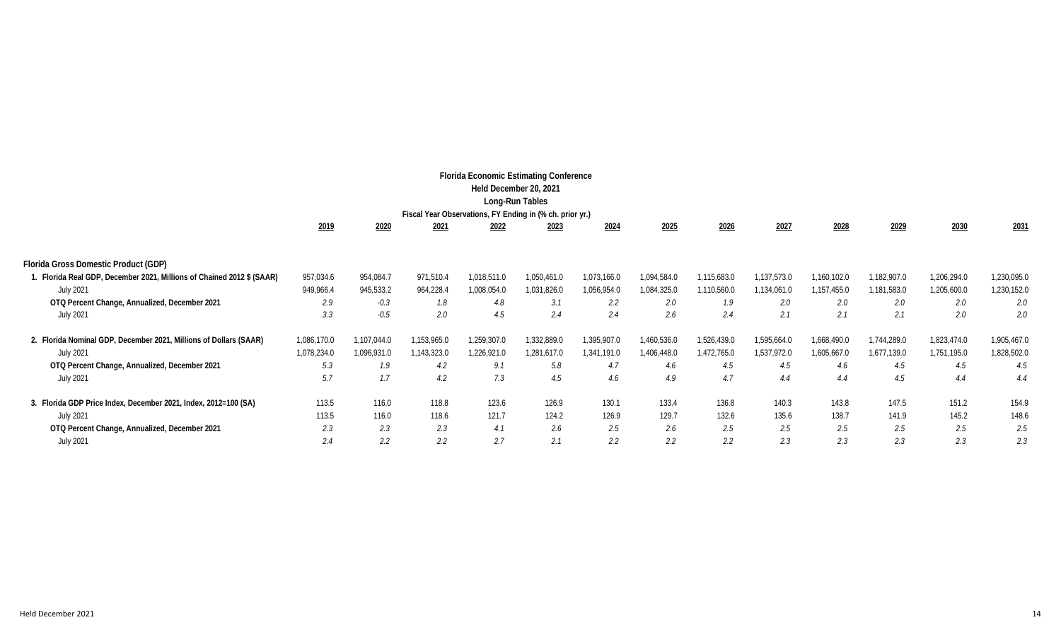**Florida Economic Estimating Conference**
**Held December 20, 2021**
**Long-Run Tables**
**Fiscal Year Observations, FY Ending in (% ch. prior yr.)**

| | 2019 | 2020 | 2021 | 2022 | 2023 | 2024 | 2025 | 2026 | 2027 | 2028 | 2029 | 2030 | 2031 |
|---|---|---|---|---|---|---|---|---|---|---|---|---|---|
| **Florida Gross Domestic Product (GDP)** | | | | | | | | | | | | | |
| 1. Florida Real GDP, December 2021, Millions of Chained 2012 $ (SAAR) | 957,034.6 | 954,084.7 | 971,510.4 | 1,018,511.0 | 1,050,461.0 | 1,073,166.0 | 1,094,584.0 | 1,115,683.0 | 1,137,573.0 | 1,160,102.0 | 1,182,907.0 | 1,206,294.0 | 1,230,095.0 |
| July 2021 | 949,966.4 | 945,533.2 | 964,228.4 | 1,008,054.0 | 1,031,826.0 | 1,056,954.0 | 1,084,325.0 | 1,110,560.0 | 1,134,061.0 | 1,157,455.0 | 1,181,583.0 | 1,205,600.0 | 1,230,152.0 |
| **OTQ Percent Change, Annualized, December 2021** | *2.9* | *-0.3* | *1.8* | *4.8* | *3.1* | *2.2* | *2.0* | *1.9* | *2.0* | *2.0* | *2.0* | *2.0* | *2.0* |
| July 2021 | *3.3* | *-0.5* | *2.0* | *4.5* | *2.4* | *2.4* | *2.6* | *2.4* | *2.1* | *2.1* | *2.1* | *2.0* | *2.0* |
| | | | | | | | | | | | | | |
| 2. Florida Nominal GDP, December 2021, Millions of Dollars (SAAR) | 1,086,170.0 | 1,107,044.0 | 1,153,965.0 | 1,259,307.0 | 1,332,889.0 | 1,395,907.0 | 1,460,536.0 | 1,526,439.0 | 1,595,664.0 | 1,668,490.0 | 1,744,289.0 | 1,823,474.0 | 1,905,467.0 |
| July 2021 | 1,078,234.0 | 1,096,931.0 | 1,143,323.0 | 1,226,921.0 | 1,281,617.0 | 1,341,191.0 | 1,406,448.0 | 1,472,765.0 | 1,537,972.0 | 1,605,667.0 | 1,677,139.0 | 1,751,195.0 | 1,828,502.0 |
| **OTQ Percent Change, Annualized, December 2021** | *5.3* | *1.9* | *4.2* | *9.1* | *5.8* | *4.7* | *4.6* | *4.5* | *4.5* | *4.6* | *4.5* | *4.5* | *4.5* |
| July 2021 | *5.7* | *1.7* | *4.2* | *7.3* | *4.5* | *4.6* | *4.9* | *4.7* | *4.4* | *4.4* | *4.5* | *4.4* | *4.4* |
| | | | | | | | | | | | | | |
| 3. Florida GDP Price Index, December 2021, Index, 2012=100 (SA) | 113.5 | 116.0 | 118.8 | 123.6 | 126.9 | 130.1 | 133.4 | 136.8 | 140.3 | 143.8 | 147.5 | 151.2 | 154.9 |
| July 2021 | 113.5 | 116.0 | 118.6 | 121.7 | 124.2 | 126.9 | 129.7 | 132.6 | 135.6 | 138.7 | 141.9 | 145.2 | 148.6 |
| **OTQ Percent Change, Annualized, December 2021** | *2.3* | *2.3* | *2.3* | *4.1* | *2.6* | *2.5* | *2.6* | *2.5* | *2.5* | *2.5* | *2.5* | *2.5* | *2.5* |
| July 2021 | *2.4* | *2.2* | *2.2* | *2.7* | *2.1* | *2.2* | *2.2* | *2.2* | *2.3* | *2.3* | *2.3* | *2.3* | *2.3* |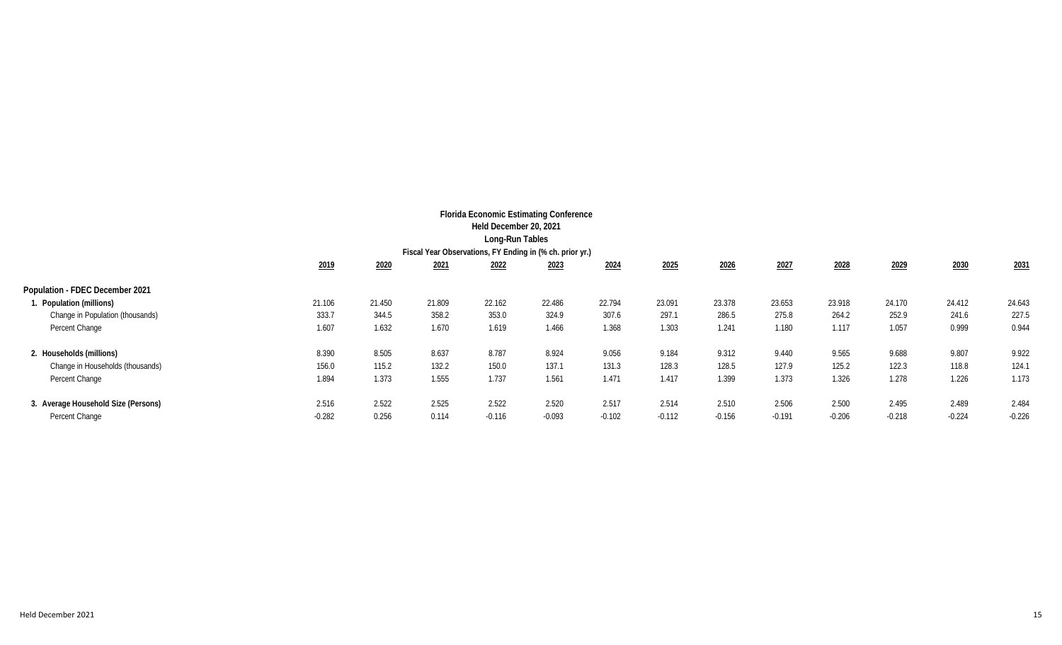**Florida Economic Estimating Conference**

**Held December 20, 2021**

**Long-Run Tables**

**Fiscal Year Observations, FY Ending in (% ch. prior yr.)**

| | 2019 | 2020 | 2021 | 2022 | 2023 | 2024 | 2025 | 2026 | 2027 | 2028 | 2029 | 2030 | 2031 |
|---|---|---|---|---|---|---|---|---|---|---|---|---|---|
| **Population - FDEC December 2021** | | | | | | | | | | | | | |
| **1. Population (millions)** | 21.106 | 21.450 | 21.809 | 22.162 | 22.486 | 22.794 | 23.091 | 23.378 | 23.653 | 23.918 | 24.170 | 24.412 | 24.643 |
| Change in Population (thousands) | 333.7 | 344.5 | 358.2 | 353.0 | 324.9 | 307.6 | 297.1 | 286.5 | 275.8 | 264.2 | 252.9 | 241.6 | 227.5 |
| Percent Change | 1.607 | 1.632 | 1.670 | 1.619 | 1.466 | 1.368 | 1.303 | 1.241 | 1.180 | 1.117 | 1.057 | 0.999 | 0.944 |
| **2. Households (millions)** | 8.390 | 8.505 | 8.637 | 8.787 | 8.924 | 9.056 | 9.184 | 9.312 | 9.440 | 9.565 | 9.688 | 9.807 | 9.922 |
| Change in Households (thousands) | 156.0 | 115.2 | 132.2 | 150.0 | 137.1 | 131.3 | 128.3 | 128.5 | 127.9 | 125.2 | 122.3 | 118.8 | 124.1 |
| Percent Change | 1.894 | 1.373 | 1.555 | 1.737 | 1.561 | 1.471 | 1.417 | 1.399 | 1.373 | 1.326 | 1.278 | 1.226 | 1.173 |
| **3. Average Household Size (Persons)** | 2.516 | 2.522 | 2.525 | 2.522 | 2.520 | 2.517 | 2.514 | 2.510 | 2.506 | 2.500 | 2.495 | 2.489 | 2.484 |
| Percent Change | -0.282 | 0.256 | 0.114 | -0.116 | -0.093 | -0.102 | -0.112 | -0.156 | -0.191 | -0.206 | -0.218 | -0.224 | -0.226 |